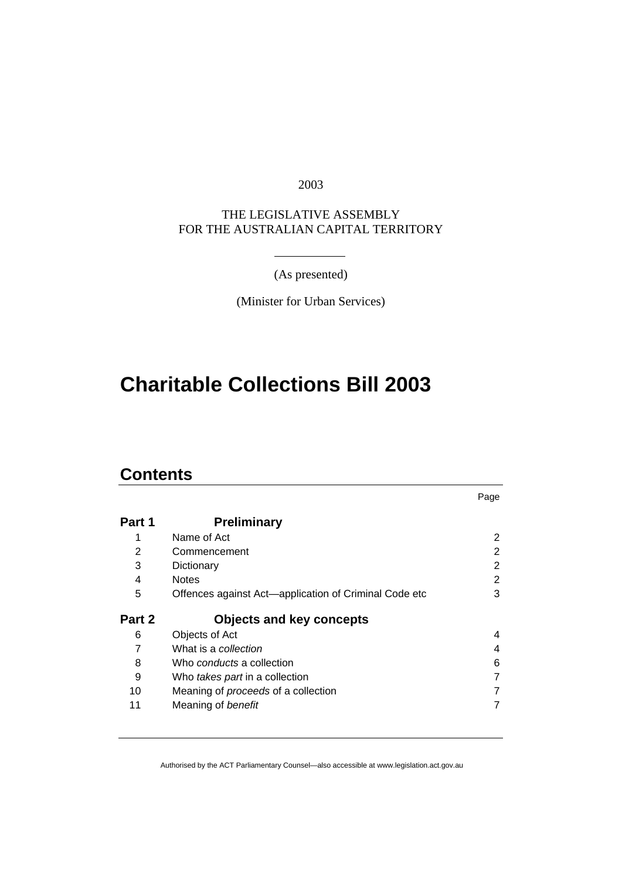2003

THE LEGISLATIVE ASSEMBLY
FOR THE AUSTRALIAN CAPITAL TERRITORY

(As presented)

(Minister for Urban Services)

# Charitable Collections Bill 2003

## Contents

| | | Page |
|---|---|---|
| **Part 1** | **Preliminary** | |
| 1 | Name of Act | 2 |
| 2 | Commencement | 2 |
| 3 | Dictionary | 2 |
| 4 | Notes | 2 |
| 5 | Offences against Act—application of Criminal Code etc | 3 |
| **Part 2** | **Objects and key concepts** | |
| 6 | Objects of Act | 4 |
| 7 | What is a *collection* | 4 |
| 8 | Who *conducts* a collection | 6 |
| 9 | Who *takes part* in a collection | 7 |
| 10 | Meaning of *proceeds* of a collection | 7 |
| 11 | Meaning of *benefit* | 7 |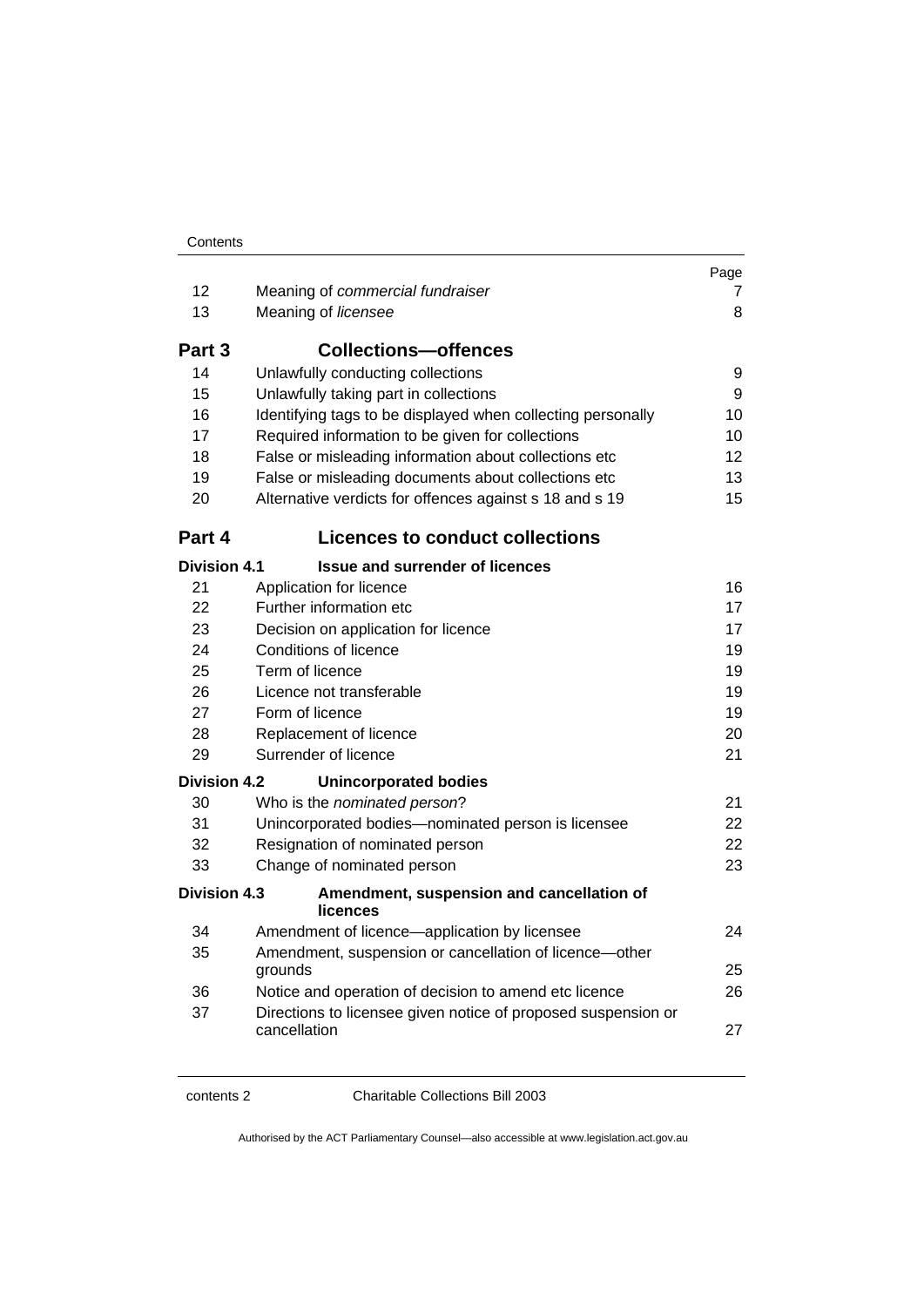| | | Page |
|---|---|---|
| 12 | Meaning of *commercial fundraiser* | 7 |
| 13 | Meaning of *licensee* | 8 |
| **Part 3** | **Collections—offences** | |
| 14 | Unlawfully conducting collections | 9 |
| 15 | Unlawfully taking part in collections | 9 |
| 16 | Identifying tags to be displayed when collecting personally | 10 |
| 17 | Required information to be given for collections | 10 |
| 18 | False or misleading information about collections etc | 12 |
| 19 | False or misleading documents about collections etc | 13 |
| 20 | Alternative verdicts for offences against s 18 and s 19 | 15 |
| **Part 4** | **Licences to conduct collections** | |
| **Division 4.1** | **Issue and surrender of licences** | |
| 21 | Application for licence | 16 |
| 22 | Further information etc | 17 |
| 23 | Decision on application for licence | 17 |
| 24 | Conditions of licence | 19 |
| 25 | Term of licence | 19 |
| 26 | Licence not transferable | 19 |
| 27 | Form of licence | 19 |
| 28 | Replacement of licence | 20 |
| 29 | Surrender of licence | 21 |
| **Division 4.2** | **Unincorporated bodies** | |
| 30 | Who is the *nominated person*? | 21 |
| 31 | Unincorporated bodies—nominated person is licensee | 22 |
| 32 | Resignation of nominated person | 22 |
| 33 | Change of nominated person | 23 |
| **Division 4.3** | **Amendment, suspension and cancellation of licences** | |
| 34 | Amendment of licence—application by licensee | 24 |
| 35 | Amendment, suspension or cancellation of licence—other grounds | 25 |
| 36 | Notice and operation of decision to amend etc licence | 26 |
| 37 | Directions to licensee given notice of proposed suspension or cancellation | 27 |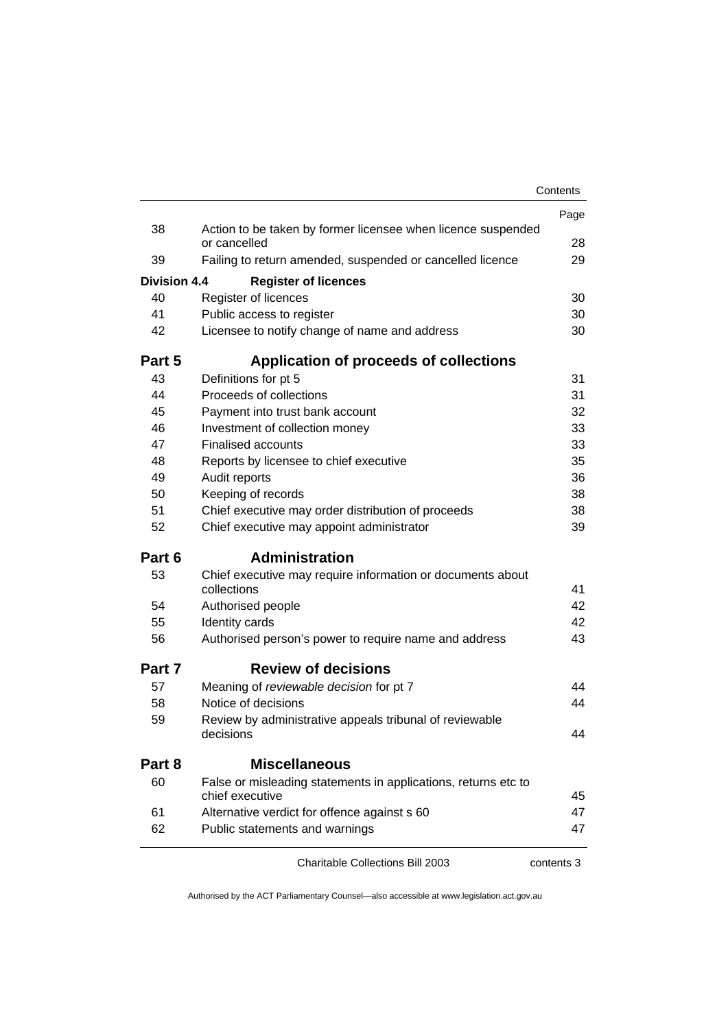| | | Page |
|---|---|---|
| 38 | Action to be taken by former licensee when licence suspended or cancelled | 28 |
| 39 | Failing to return amended, suspended or cancelled licence | 29 |
| **Division 4.4** | **Register of licences** | |
| 40 | Register of licences | 30 |
| 41 | Public access to register | 30 |
| 42 | Licensee to notify change of name and address | 30 |
| **Part 5** | **Application of proceeds of collections** | |
| 43 | Definitions for pt 5 | 31 |
| 44 | Proceeds of collections | 31 |
| 45 | Payment into trust bank account | 32 |
| 46 | Investment of collection money | 33 |
| 47 | Finalised accounts | 33 |
| 48 | Reports by licensee to chief executive | 35 |
| 49 | Audit reports | 36 |
| 50 | Keeping of records | 38 |
| 51 | Chief executive may order distribution of proceeds | 38 |
| 52 | Chief executive may appoint administrator | 39 |
| **Part 6** | **Administration** | |
| 53 | Chief executive may require information or documents about collections | 41 |
| 54 | Authorised people | 42 |
| 55 | Identity cards | 42 |
| 56 | Authorised person's power to require name and address | 43 |
| **Part 7** | **Review of decisions** | |
| 57 | Meaning of *reviewable decision* for pt 7 | 44 |
| 58 | Notice of decisions | 44 |
| 59 | Review by administrative appeals tribunal of reviewable decisions | 44 |
| **Part 8** | **Miscellaneous** | |
| 60 | False or misleading statements in applications, returns etc to chief executive | 45 |
| 61 | Alternative verdict for offence against s 60 | 47 |
| 62 | Public statements and warnings | 47 |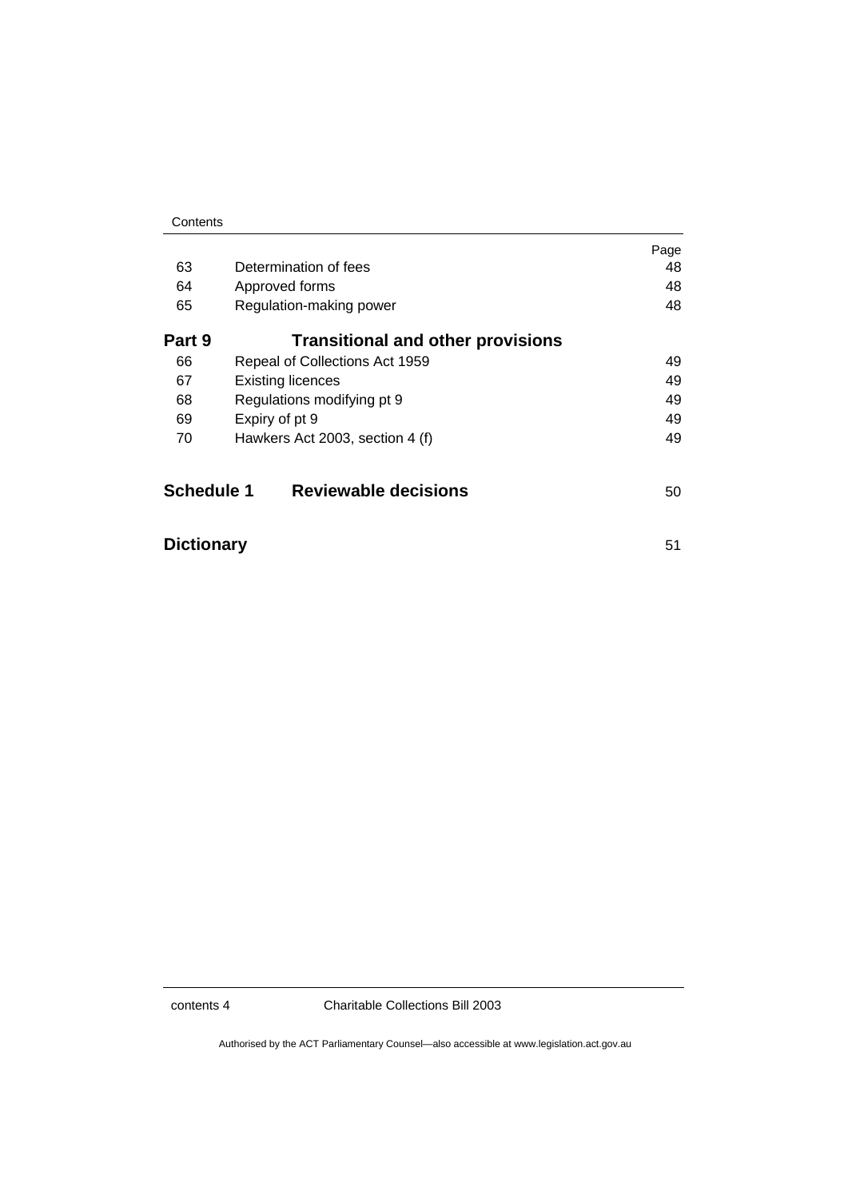| | | Page |
|---|---|---|
| 63 | Determination of fees | 48 |
| 64 | Approved forms | 48 |
| 65 | Regulation-making power | 48 |
| **Part 9** | **Transitional and other provisions** | |
| 66 | Repeal of Collections Act 1959 | 49 |
| 67 | Existing licences | 49 |
| 68 | Regulations modifying pt 9 | 49 |
| 69 | Expiry of pt 9 | 49 |
| 70 | Hawkers Act 2003, section 4 (f) | 49 |
| **Schedule 1** | **Reviewable decisions** | 50 |
| **Dictionary** | | 51 |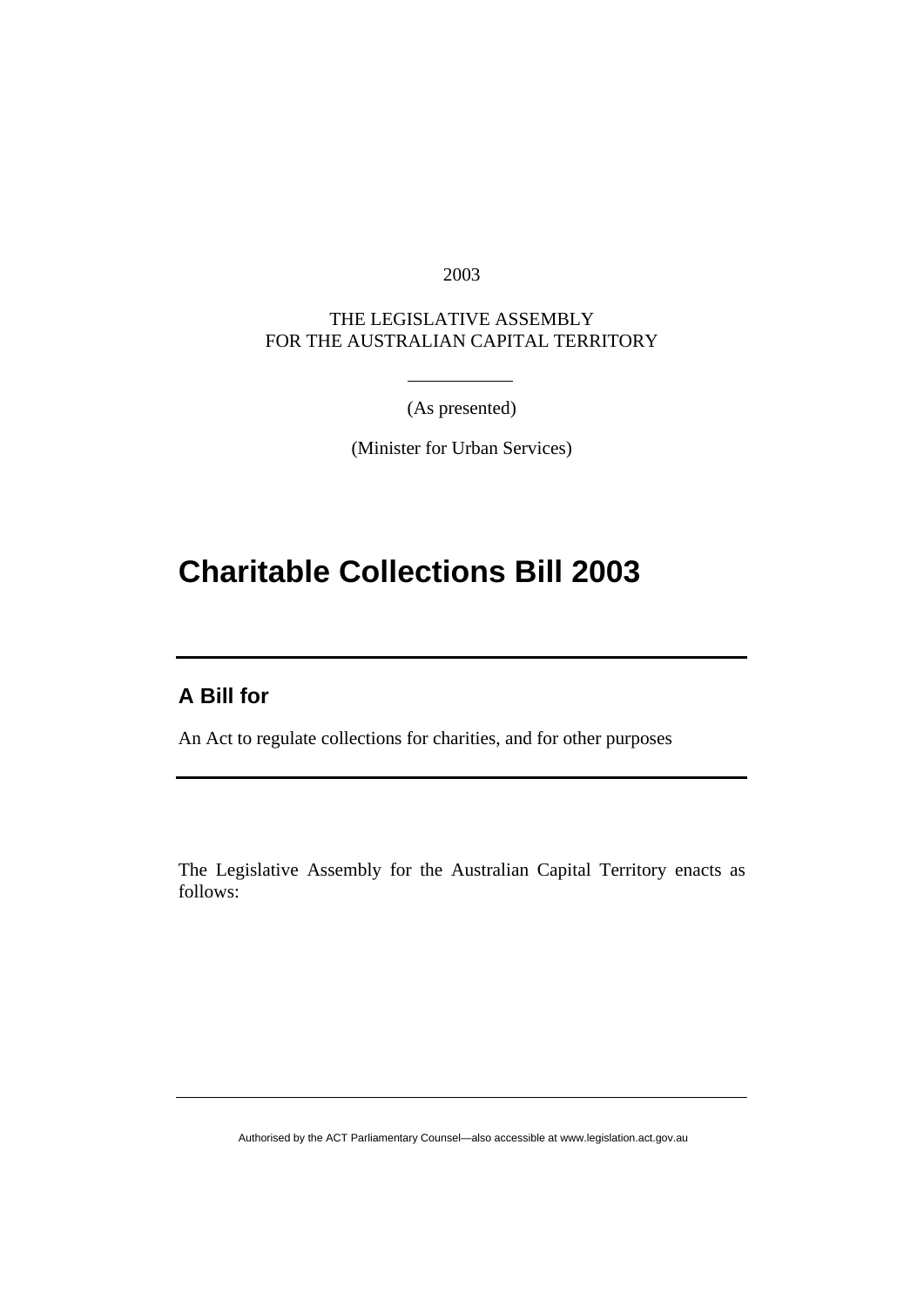2003

THE LEGISLATIVE ASSEMBLY
FOR THE AUSTRALIAN CAPITAL TERRITORY

(As presented)

(Minister for Urban Services)

# Charitable Collections Bill 2003

## A Bill for

An Act to regulate collections for charities, and for other purposes

The Legislative Assembly for the Australian Capital Territory enacts as follows: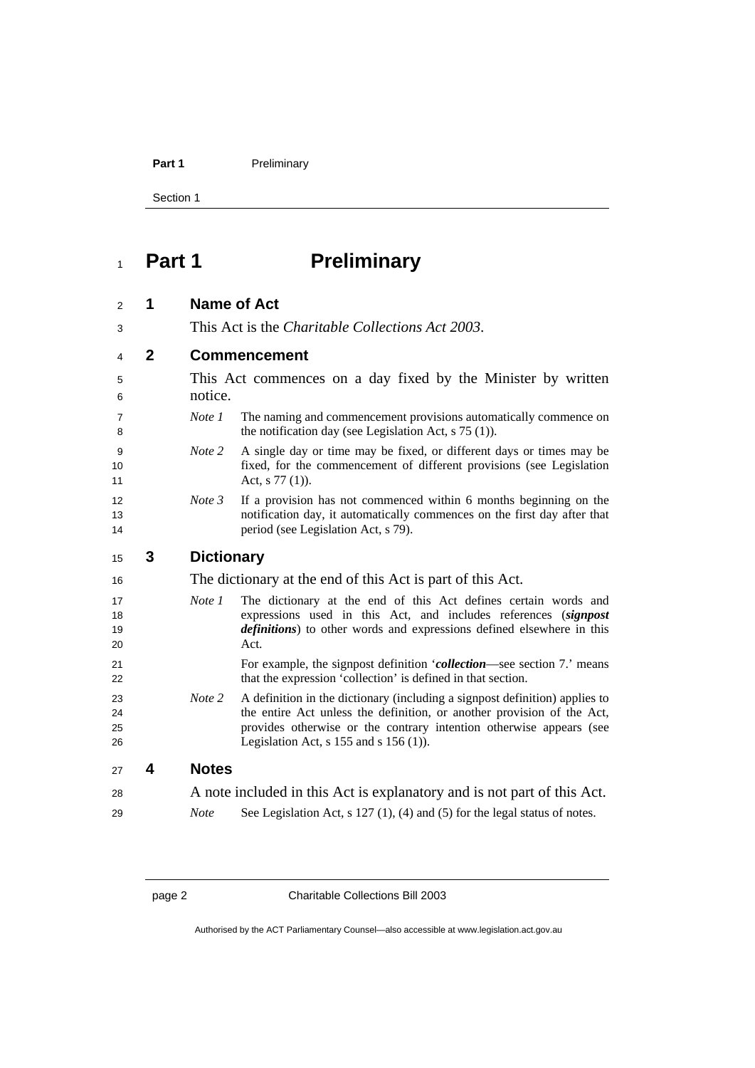# Part 1 Preliminary

## 1 Name of Act

This Act is the *Charitable Collections Act 2003*.

## 2 Commencement

This Act commences on a day fixed by the Minister by written notice.

*Note 1* The naming and commencement provisions automatically commence on the notification day (see Legislation Act, s 75 (1)).

*Note 2* A single day or time may be fixed, or different days or times may be fixed, for the commencement of different provisions (see Legislation Act, s 77 (1)).

*Note 3* If a provision has not commenced within 6 months beginning on the notification day, it automatically commences on the first day after that period (see Legislation Act, s 79).

## 3 Dictionary

The dictionary at the end of this Act is part of this Act.

*Note 1* The dictionary at the end of this Act defines certain words and expressions used in this Act, and includes references (***signpost definitions***) to other words and expressions defined elsewhere in this Act.

For example, the signpost definition '***collection***—see section 7.' means that the expression 'collection' is defined in that section.

*Note 2* A definition in the dictionary (including a signpost definition) applies to the entire Act unless the definition, or another provision of the Act, provides otherwise or the contrary intention otherwise appears (see Legislation Act, s 155 and s 156 (1)).

## 4 Notes

A note included in this Act is explanatory and is not part of this Act.

*Note* See Legislation Act, s 127 (1), (4) and (5) for the legal status of notes.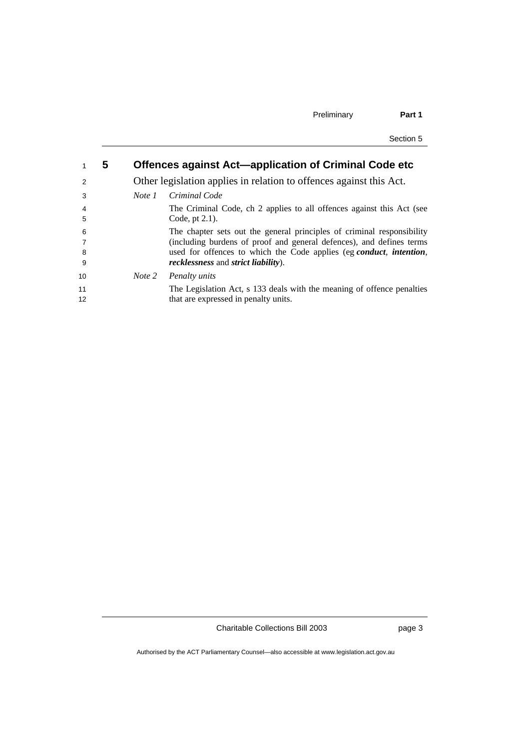## 5 Offences against Act—application of Criminal Code etc

Other legislation applies in relation to offences against this Act.

*Note 1* *Criminal Code*

The Criminal Code, ch 2 applies to all offences against this Act (see Code, pt 2.1).

The chapter sets out the general principles of criminal responsibility (including burdens of proof and general defences), and defines terms used for offences to which the Code applies (eg ***conduct***, ***intention***, ***recklessness*** and ***strict liability***).

*Note 2* *Penalty units*

The Legislation Act, s 133 deals with the meaning of offence penalties that are expressed in penalty units.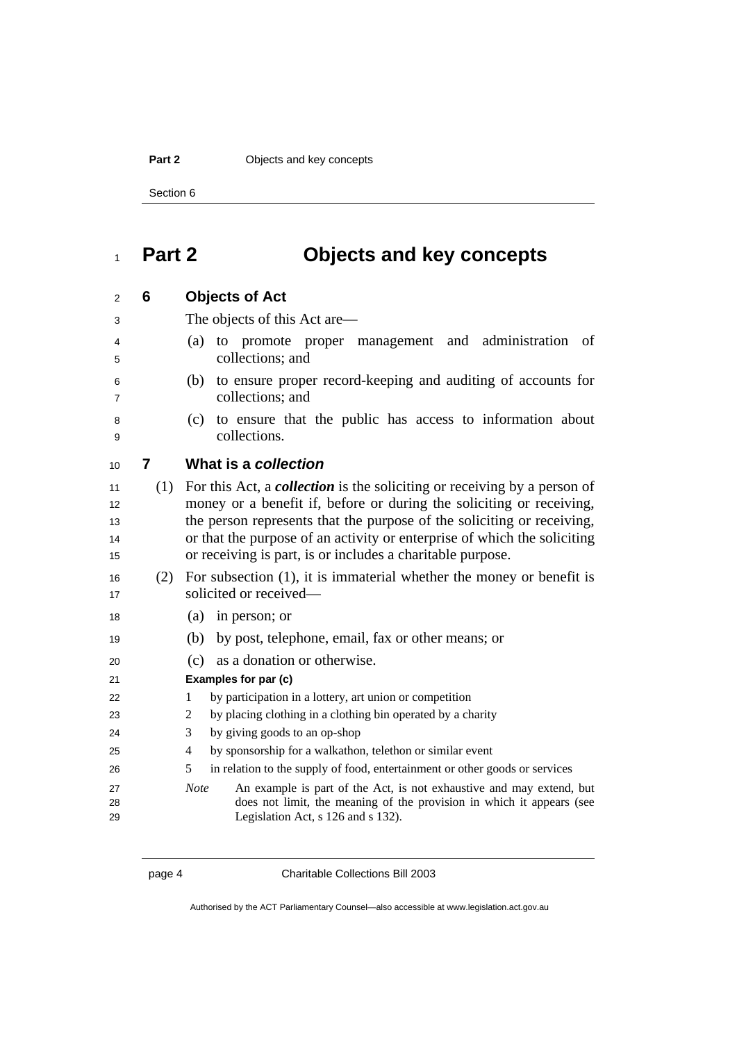# Part 2 Objects and key concepts

## 6 Objects of Act

The objects of this Act are—

(a) to promote proper management and administration of collections; and

(b) to ensure proper record-keeping and auditing of accounts for collections; and

(c) to ensure that the public has access to information about collections.

## 7 What is a *collection*

(1) For this Act, a ***collection*** is the soliciting or receiving by a person of money or a benefit if, before or during the soliciting or receiving, the person represents that the purpose of the soliciting or receiving, or that the purpose of an activity or enterprise of which the soliciting or receiving is part, is or includes a charitable purpose.

(2) For subsection (1), it is immaterial whether the money or benefit is solicited or received—

(a) in person; or

(b) by post, telephone, email, fax or other means; or

(c) as a donation or otherwise.

**Examples for par (c)**

1 by participation in a lottery, art union or competition

2 by placing clothing in a clothing bin operated by a charity

3 by giving goods to an op-shop

4 by sponsorship for a walkathon, telethon or similar event

5 in relation to the supply of food, entertainment or other goods or services

*Note* An example is part of the Act, is not exhaustive and may extend, but does not limit, the meaning of the provision in which it appears (see Legislation Act, s 126 and s 132).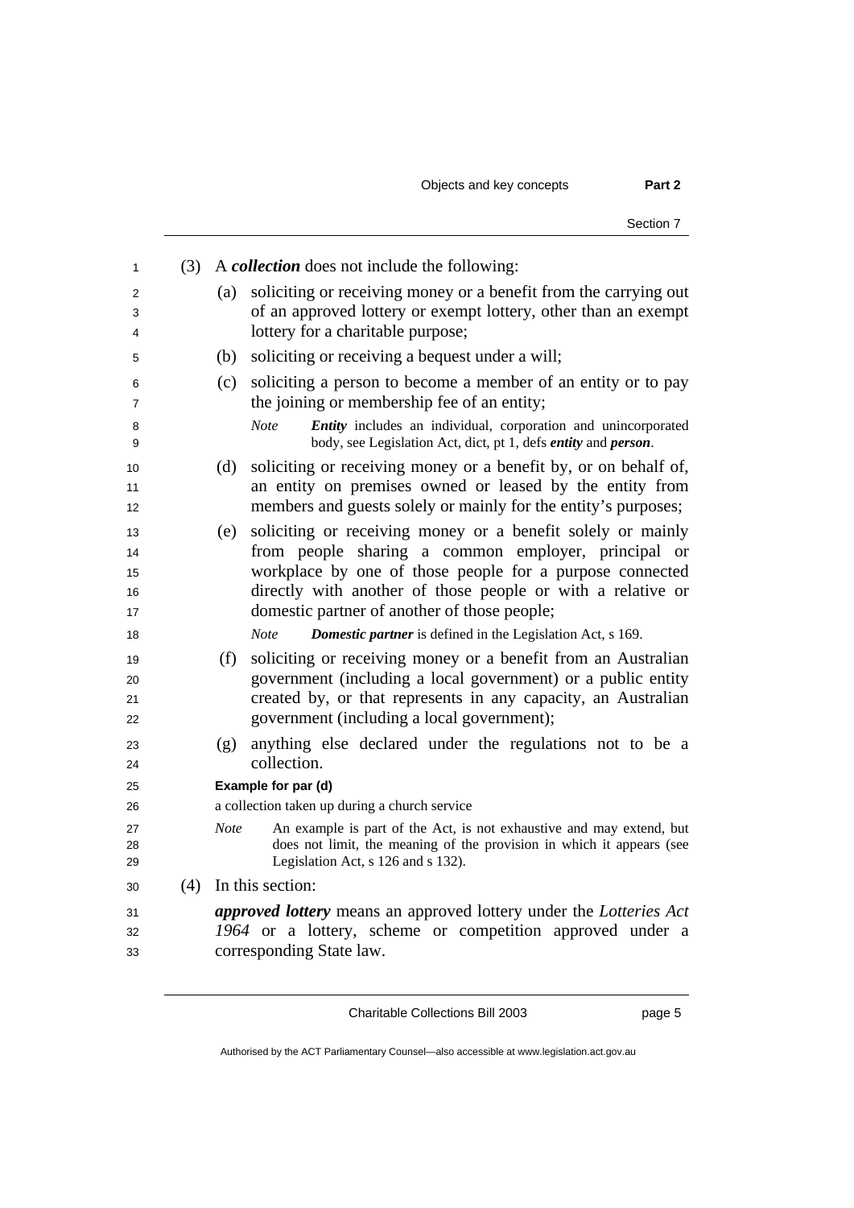(3) A ***collection*** does not include the following:

(a) soliciting or receiving money or a benefit from the carrying out of an approved lottery or exempt lottery, other than an exempt lottery for a charitable purpose;

(b) soliciting or receiving a bequest under a will;

(c) soliciting a person to become a member of an entity or to pay the joining or membership fee of an entity;

*Note* ***Entity*** includes an individual, corporation and unincorporated body, see Legislation Act, dict, pt 1, defs ***entity*** and ***person***.

(d) soliciting or receiving money or a benefit by, or on behalf of, an entity on premises owned or leased by the entity from members and guests solely or mainly for the entity's purposes;

(e) soliciting or receiving money or a benefit solely or mainly from people sharing a common employer, principal or workplace by one of those people for a purpose connected directly with another of those people or with a relative or domestic partner of another of those people;

*Note* ***Domestic partner*** is defined in the Legislation Act, s 169.

(f) soliciting or receiving money or a benefit from an Australian government (including a local government) or a public entity created by, or that represents in any capacity, an Australian government (including a local government);

(g) anything else declared under the regulations not to be a collection.

**Example for par (d)**

a collection taken up during a church service

*Note* An example is part of the Act, is not exhaustive and may extend, but does not limit, the meaning of the provision in which it appears (see Legislation Act, s 126 and s 132).

(4) In this section:

***approved lottery*** means an approved lottery under the *Lotteries Act 1964* or a lottery, scheme or competition approved under a corresponding State law.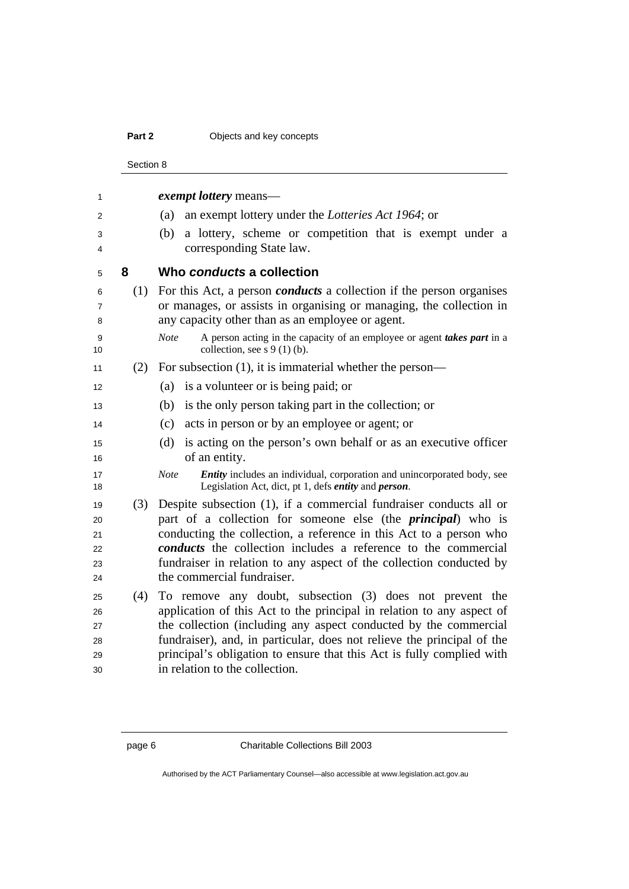***exempt lottery*** means—

(a) an exempt lottery under the *Lotteries Act 1964*; or

(b) a lottery, scheme or competition that is exempt under a corresponding State law.

## 8 Who *conducts* a collection

(1) For this Act, a person ***conducts*** a collection if the person organises or manages, or assists in organising or managing, the collection in any capacity other than as an employee or agent.

*Note* A person acting in the capacity of an employee or agent ***takes part*** in a collection, see s 9 (1) (b).

(2) For subsection (1), it is immaterial whether the person—

(a) is a volunteer or is being paid; or

(b) is the only person taking part in the collection; or

(c) acts in person or by an employee or agent; or

(d) is acting on the person's own behalf or as an executive officer of an entity.

*Note* ***Entity*** includes an individual, corporation and unincorporated body, see Legislation Act, dict, pt 1, defs ***entity*** and ***person***.

(3) Despite subsection (1), if a commercial fundraiser conducts all or part of a collection for someone else (the ***principal***) who is conducting the collection, a reference in this Act to a person who ***conducts*** the collection includes a reference to the commercial fundraiser in relation to any aspect of the collection conducted by the commercial fundraiser.

(4) To remove any doubt, subsection (3) does not prevent the application of this Act to the principal in relation to any aspect of the collection (including any aspect conducted by the commercial fundraiser), and, in particular, does not relieve the principal of the principal's obligation to ensure that this Act is fully complied with in relation to the collection.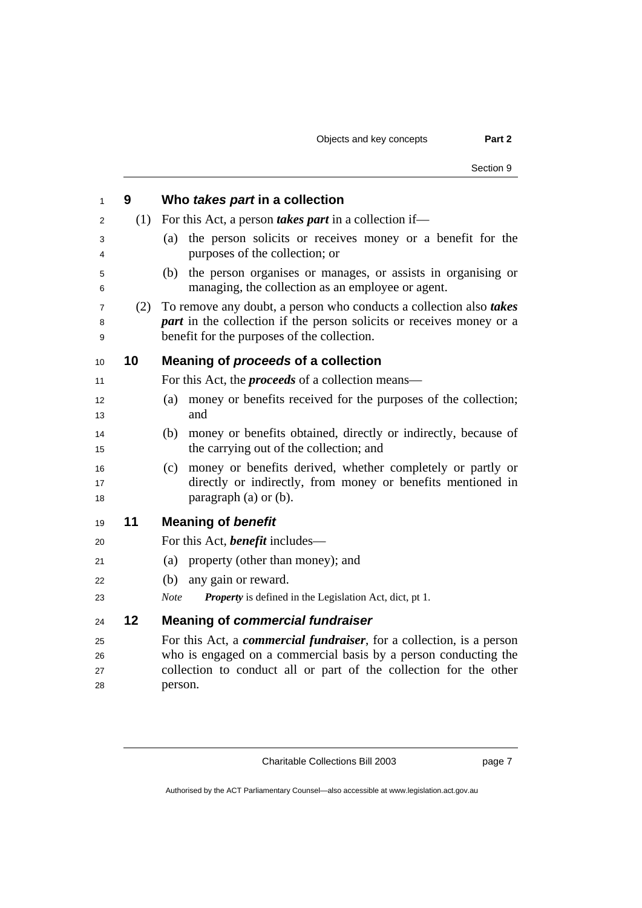## 9 Who *takes part* in a collection

(1) For this Act, a person ***takes part*** in a collection if—

(a) the person solicits or receives money or a benefit for the purposes of the collection; or

(b) the person organises or manages, or assists in organising or managing, the collection as an employee or agent.

(2) To remove any doubt, a person who conducts a collection also ***takes part*** in the collection if the person solicits or receives money or a benefit for the purposes of the collection.

## 10 Meaning of *proceeds* of a collection

For this Act, the ***proceeds*** of a collection means—

(a) money or benefits received for the purposes of the collection; and

(b) money or benefits obtained, directly or indirectly, because of the carrying out of the collection; and

(c) money or benefits derived, whether completely or partly or directly or indirectly, from money or benefits mentioned in paragraph (a) or (b).

## 11 Meaning of *benefit*

For this Act, ***benefit*** includes—

(a) property (other than money); and

(b) any gain or reward.

*Note* ***Property*** is defined in the Legislation Act, dict, pt 1.

## 12 Meaning of *commercial fundraiser*

For this Act, a ***commercial fundraiser***, for a collection, is a person who is engaged on a commercial basis by a person conducting the collection to conduct all or part of the collection for the other person.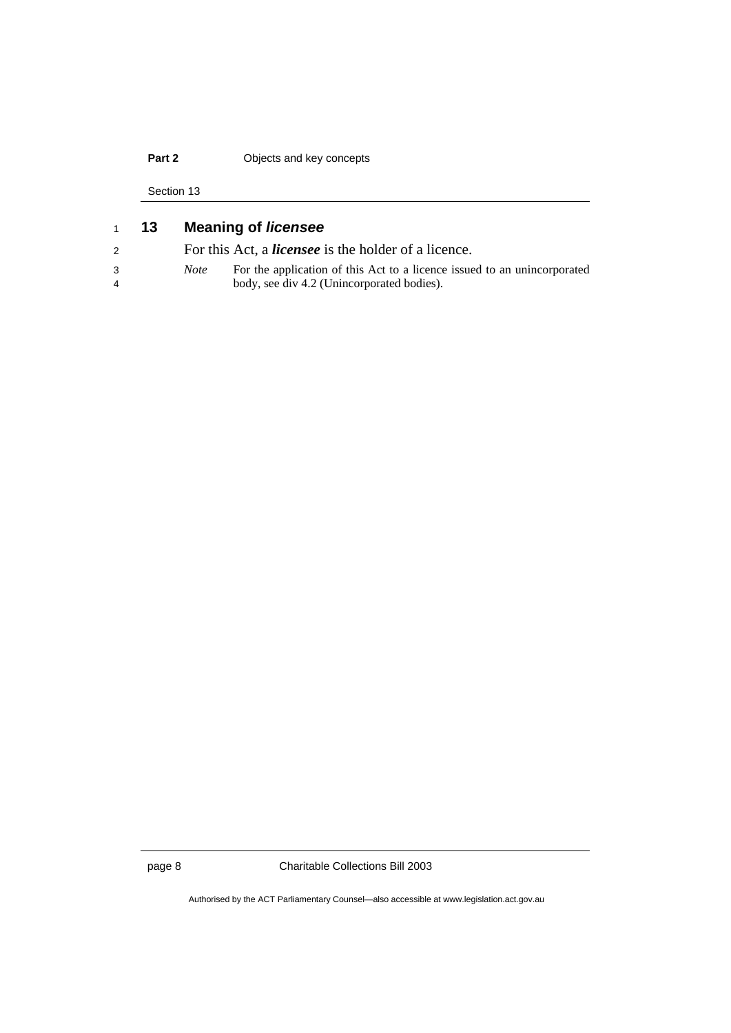### 13 Meaning of ***licensee***

For this Act, a ***licensee*** is the holder of a licence.

*Note* For the application of this Act to a licence issued to an unincorporated body, see div 4.2 (Unincorporated bodies).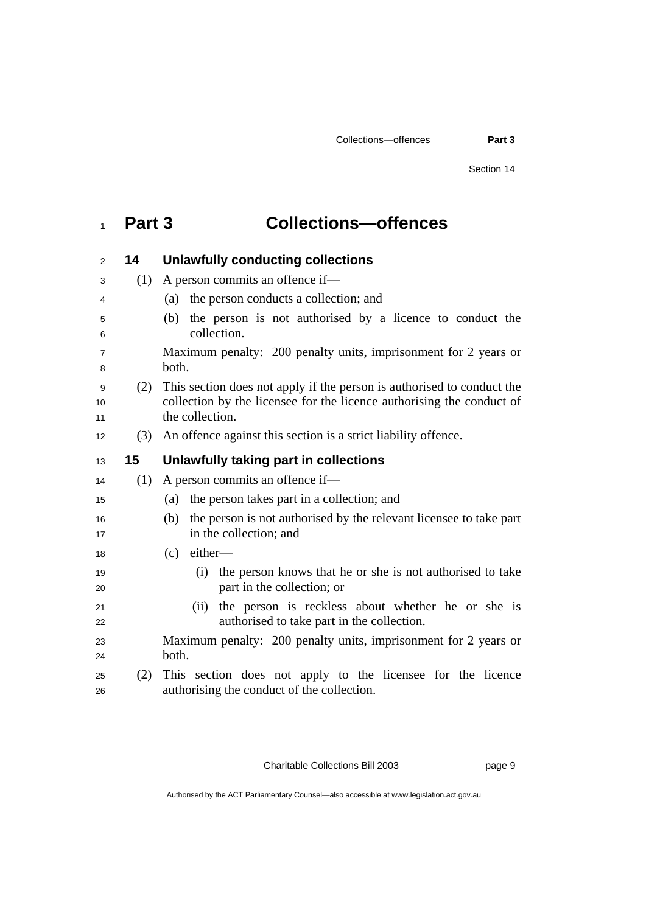# Part 3 Collections—offences

## 14 Unlawfully conducting collections

(1) A person commits an offence if—

(a) the person conducts a collection; and

(b) the person is not authorised by a licence to conduct the collection.

Maximum penalty: 200 penalty units, imprisonment for 2 years or both.

(2) This section does not apply if the person is authorised to conduct the collection by the licensee for the licence authorising the conduct of the collection.

(3) An offence against this section is a strict liability offence.

## 15 Unlawfully taking part in collections

(1) A person commits an offence if—

(a) the person takes part in a collection; and

(b) the person is not authorised by the relevant licensee to take part in the collection; and

(c) either—

(i) the person knows that he or she is not authorised to take part in the collection; or

(ii) the person is reckless about whether he or she is authorised to take part in the collection.

Maximum penalty: 200 penalty units, imprisonment for 2 years or both.

(2) This section does not apply to the licensee for the licence authorising the conduct of the collection.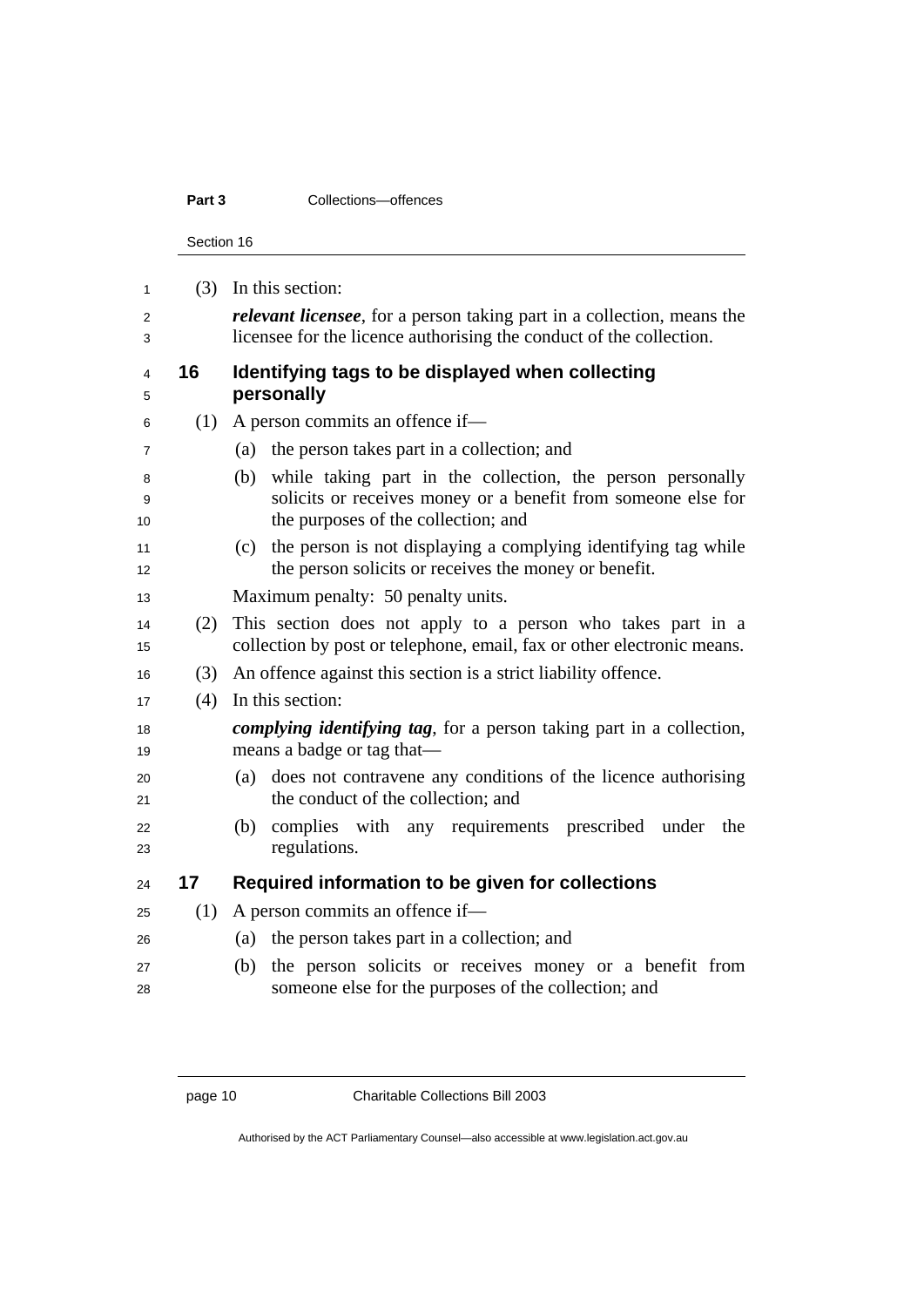(3) In this section:

***relevant licensee***, for a person taking part in a collection, means the licensee for the licence authorising the conduct of the collection.

## 16 Identifying tags to be displayed when collecting personally

(1) A person commits an offence if—

(a) the person takes part in a collection; and

(b) while taking part in the collection, the person personally solicits or receives money or a benefit from someone else for the purposes of the collection; and

(c) the person is not displaying a complying identifying tag while the person solicits or receives the money or benefit.

Maximum penalty: 50 penalty units.

(2) This section does not apply to a person who takes part in a collection by post or telephone, email, fax or other electronic means.

(3) An offence against this section is a strict liability offence.

(4) In this section:

***complying identifying tag***, for a person taking part in a collection, means a badge or tag that—

(a) does not contravene any conditions of the licence authorising the conduct of the collection; and

(b) complies with any requirements prescribed under the regulations.

## 17 Required information to be given for collections

(1) A person commits an offence if—

(a) the person takes part in a collection; and

(b) the person solicits or receives money or a benefit from someone else for the purposes of the collection; and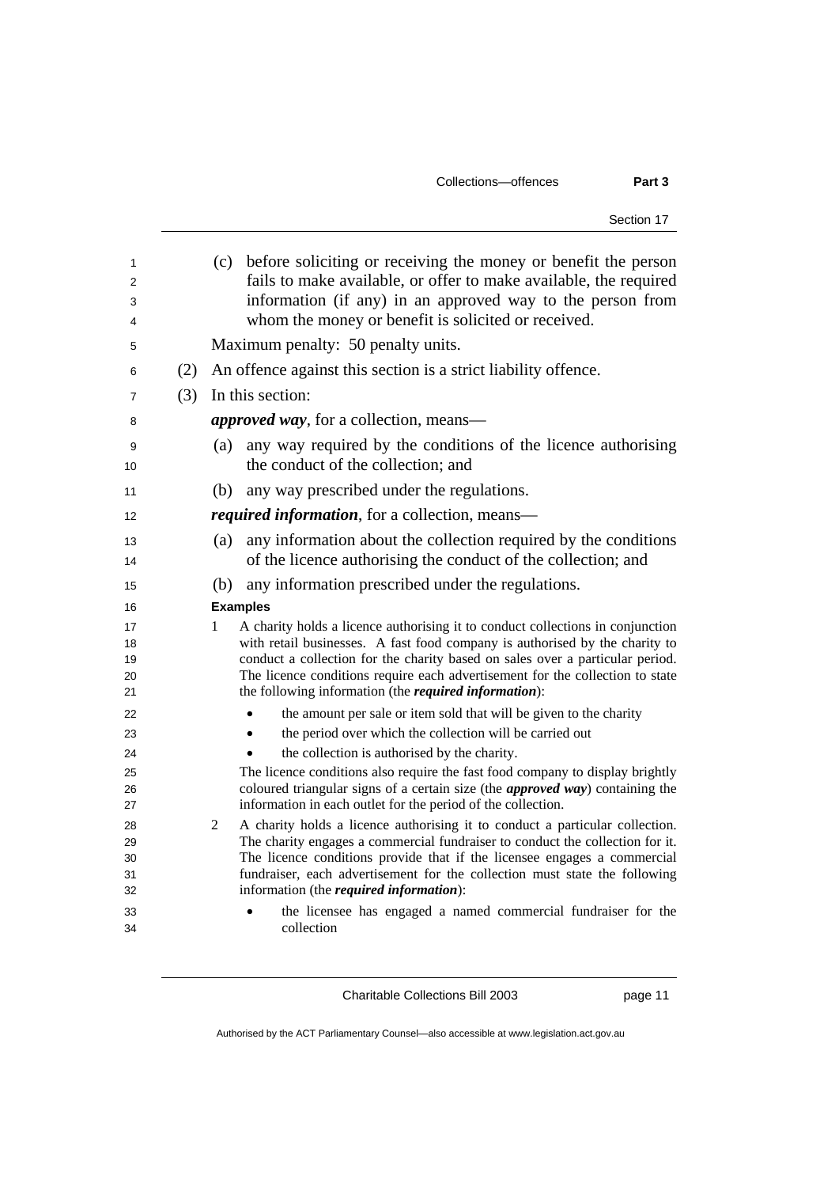(c) before soliciting or receiving the money or benefit the person fails to make available, or offer to make available, the required information (if any) in an approved way to the person from whom the money or benefit is solicited or received.

Maximum penalty: 50 penalty units.

(2) An offence against this section is a strict liability offence.

(3) In this section:

***approved way***, for a collection, means—

(a) any way required by the conditions of the licence authorising the conduct of the collection; and

(b) any way prescribed under the regulations.

***required information***, for a collection, means—

(a) any information about the collection required by the conditions of the licence authorising the conduct of the collection; and

(b) any information prescribed under the regulations.

**Examples**

1 A charity holds a licence authorising it to conduct collections in conjunction with retail businesses. A fast food company is authorised by the charity to conduct a collection for the charity based on sales over a particular period. The licence conditions require each advertisement for the collection to state the following information (the ***required information***):

- the amount per sale or item sold that will be given to the charity
- the period over which the collection will be carried out
- the collection is authorised by the charity.

The licence conditions also require the fast food company to display brightly coloured triangular signs of a certain size (the ***approved way***) containing the information in each outlet for the period of the collection.

2 A charity holds a licence authorising it to conduct a particular collection. The charity engages a commercial fundraiser to conduct the collection for it. The licence conditions provide that if the licensee engages a commercial fundraiser, each advertisement for the collection must state the following information (the ***required information***):

- the licensee has engaged a named commercial fundraiser for the collection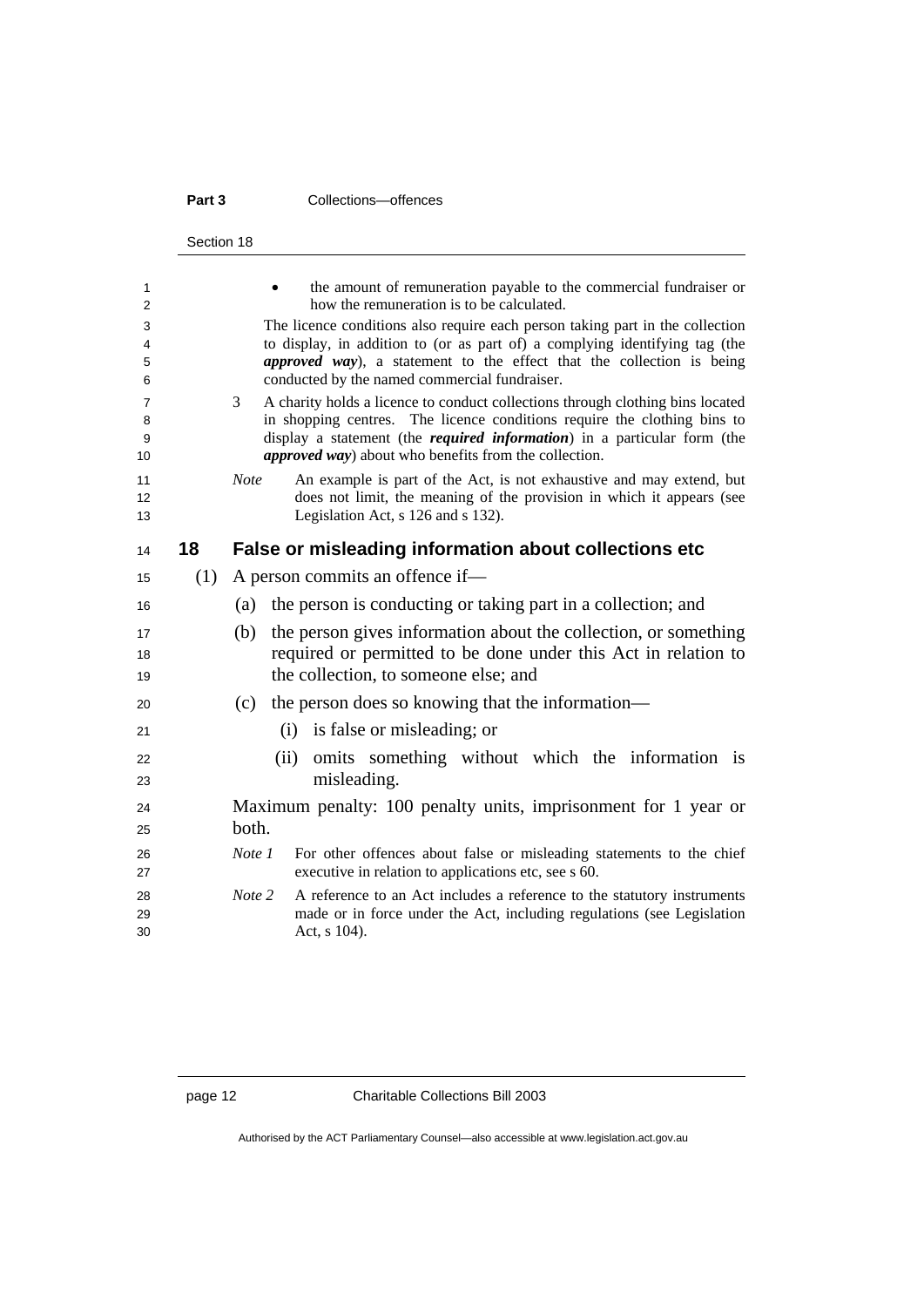- the amount of remuneration payable to the commercial fundraiser or how the remuneration is to be calculated.

The licence conditions also require each person taking part in the collection to display, in addition to (or as part of) a complying identifying tag (the ***approved way***), a statement to the effect that the collection is being conducted by the named commercial fundraiser.

3 A charity holds a licence to conduct collections through clothing bins located in shopping centres. The licence conditions require the clothing bins to display a statement (the ***required information***) in a particular form (the ***approved way***) about who benefits from the collection.

*Note* An example is part of the Act, is not exhaustive and may extend, but does not limit, the meaning of the provision in which it appears (see Legislation Act, s 126 and s 132).

## 18 False or misleading information about collections etc

(1) A person commits an offence if—

(a) the person is conducting or taking part in a collection; and

(b) the person gives information about the collection, or something required or permitted to be done under this Act in relation to the collection, to someone else; and

(c) the person does so knowing that the information—

(i) is false or misleading; or

(ii) omits something without which the information is misleading.

Maximum penalty: 100 penalty units, imprisonment for 1 year or both.

*Note 1* For other offences about false or misleading statements to the chief executive in relation to applications etc, see s 60.

*Note 2* A reference to an Act includes a reference to the statutory instruments made or in force under the Act, including regulations (see Legislation Act, s 104).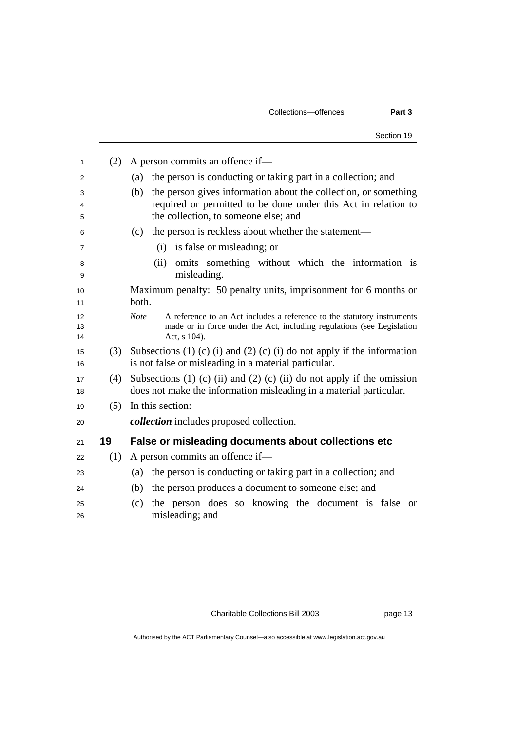(2) A person commits an offence if—

(a) the person is conducting or taking part in a collection; and

(b) the person gives information about the collection, or something required or permitted to be done under this Act in relation to the collection, to someone else; and

(c) the person is reckless about whether the statement—

(i) is false or misleading; or

(ii) omits something without which the information is misleading.

Maximum penalty: 50 penalty units, imprisonment for 6 months or both.

*Note* A reference to an Act includes a reference to the statutory instruments made or in force under the Act, including regulations (see Legislation Act, s 104).

(3) Subsections (1) (c) (i) and (2) (c) (i) do not apply if the information is not false or misleading in a material particular.

(4) Subsections (1) (c) (ii) and (2) (c) (ii) do not apply if the omission does not make the information misleading in a material particular.

(5) In this section:

***collection*** includes proposed collection.

## 19 False or misleading documents about collections etc

(1) A person commits an offence if—

(a) the person is conducting or taking part in a collection; and

(b) the person produces a document to someone else; and

(c) the person does so knowing the document is false or misleading; and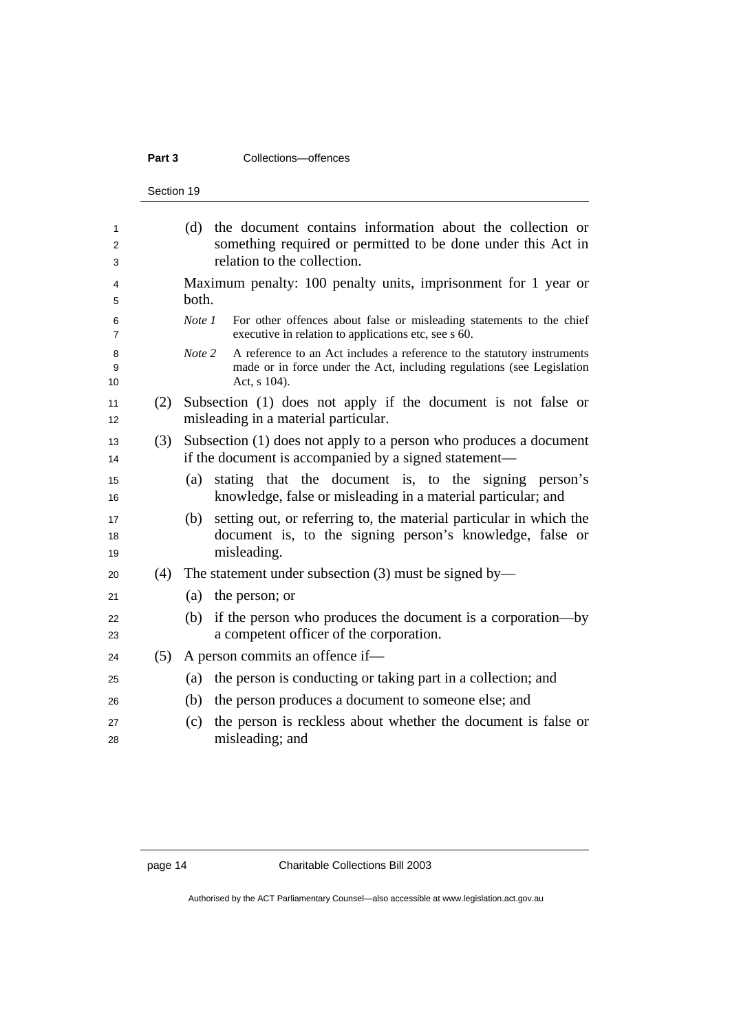(d) the document contains information about the collection or something required or permitted to be done under this Act in relation to the collection.

Maximum penalty: 100 penalty units, imprisonment for 1 year or both.

*Note 1* For other offences about false or misleading statements to the chief executive in relation to applications etc, see s 60.

*Note 2* A reference to an Act includes a reference to the statutory instruments made or in force under the Act, including regulations (see Legislation Act, s 104).

(2) Subsection (1) does not apply if the document is not false or misleading in a material particular.

(3) Subsection (1) does not apply to a person who produces a document if the document is accompanied by a signed statement—

(a) stating that the document is, to the signing person's knowledge, false or misleading in a material particular; and

(b) setting out, or referring to, the material particular in which the document is, to the signing person's knowledge, false or misleading.

(4) The statement under subsection (3) must be signed by—

(a) the person; or

(b) if the person who produces the document is a corporation—by a competent officer of the corporation.

(5) A person commits an offence if—

(a) the person is conducting or taking part in a collection; and

(b) the person produces a document to someone else; and

(c) the person is reckless about whether the document is false or misleading; and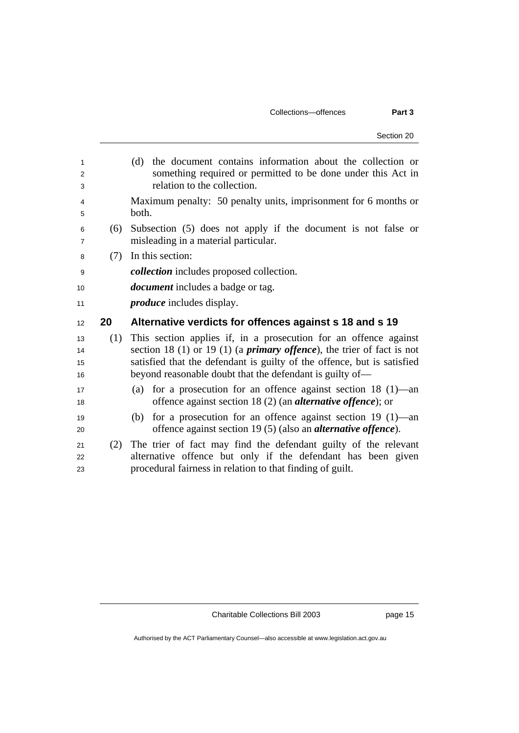(d) the document contains information about the collection or something required or permitted to be done under this Act in relation to the collection.

Maximum penalty: 50 penalty units, imprisonment for 6 months or both.

(6) Subsection (5) does not apply if the document is not false or misleading in a material particular.

(7) In this section:

***collection*** includes proposed collection.

***document*** includes a badge or tag.

***produce*** includes display.

## 20 Alternative verdicts for offences against s 18 and s 19

(1) This section applies if, in a prosecution for an offence against section 18 (1) or 19 (1) (a ***primary offence***), the trier of fact is not satisfied that the defendant is guilty of the offence, but is satisfied beyond reasonable doubt that the defendant is guilty of—

(a) for a prosecution for an offence against section 18 (1)—an offence against section 18 (2) (an ***alternative offence***); or

(b) for a prosecution for an offence against section 19 (1)—an offence against section 19 (5) (also an ***alternative offence***).

(2) The trier of fact may find the defendant guilty of the relevant alternative offence but only if the defendant has been given procedural fairness in relation to that finding of guilt.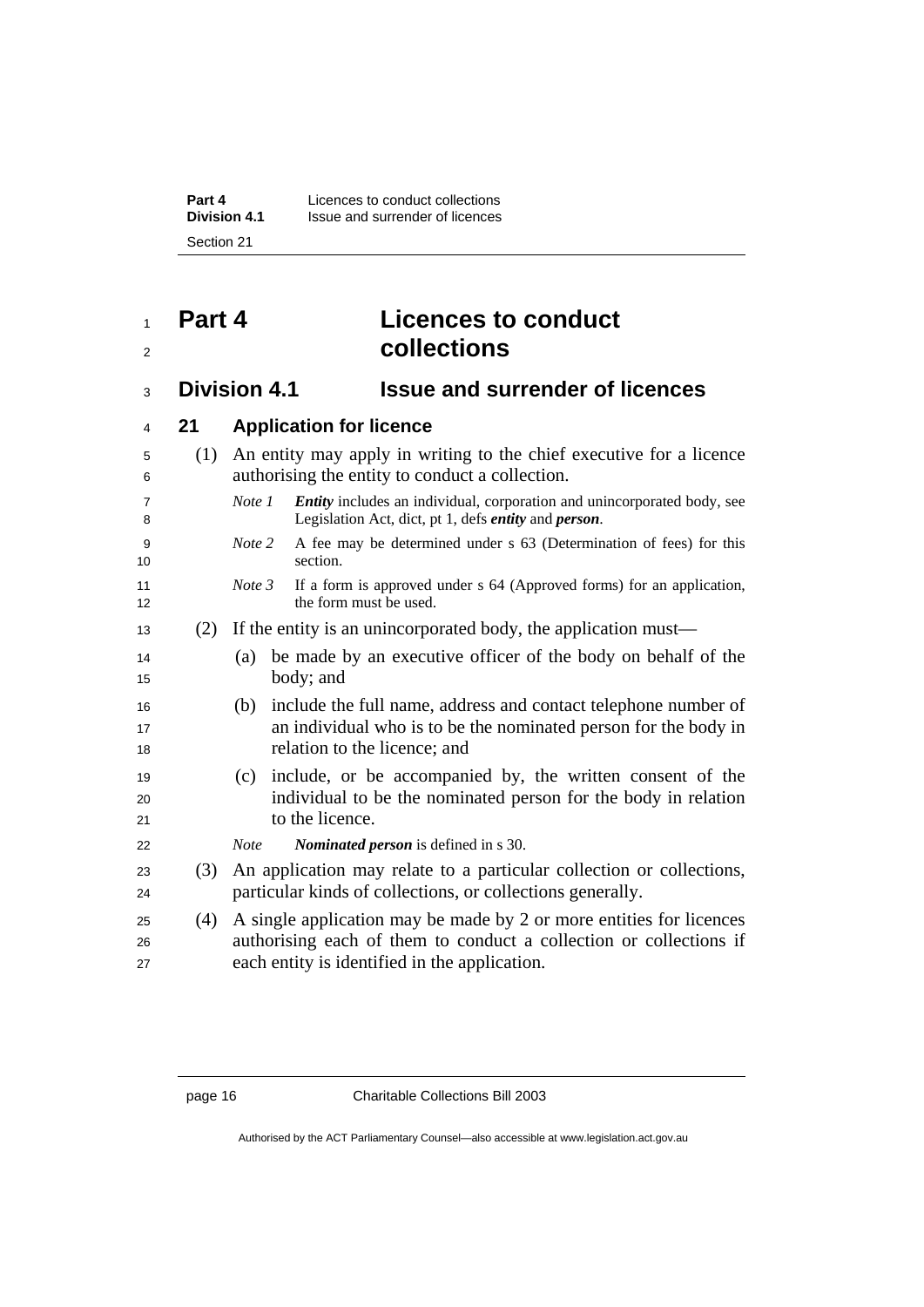# Part 4 Licences to conduct collections

## Division 4.1 Issue and surrender of licences

### 21 Application for licence

(1) An entity may apply in writing to the chief executive for a licence authorising the entity to conduct a collection.

*Note 1* ***Entity*** includes an individual, corporation and unincorporated body, see Legislation Act, dict, pt 1, defs ***entity*** and ***person***.

*Note 2* A fee may be determined under s 63 (Determination of fees) for this section.

*Note 3* If a form is approved under s 64 (Approved forms) for an application, the form must be used.

(2) If the entity is an unincorporated body, the application must—

(a) be made by an executive officer of the body on behalf of the body; and

(b) include the full name, address and contact telephone number of an individual who is to be the nominated person for the body in relation to the licence; and

(c) include, or be accompanied by, the written consent of the individual to be the nominated person for the body in relation to the licence.

*Note* ***Nominated person*** is defined in s 30.

(3) An application may relate to a particular collection or collections, particular kinds of collections, or collections generally.

(4) A single application may be made by 2 or more entities for licences authorising each of them to conduct a collection or collections if each entity is identified in the application.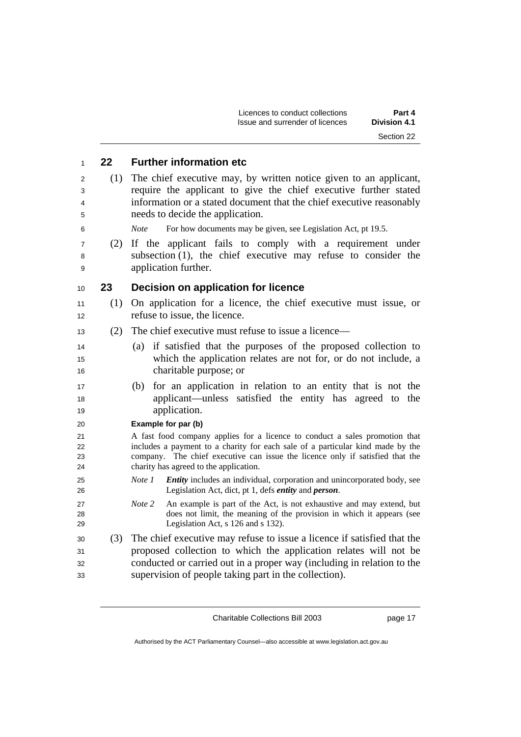## 22 Further information etc

(1) The chief executive may, by written notice given to an applicant, require the applicant to give the chief executive further stated information or a stated document that the chief executive reasonably needs to decide the application.

*Note* For how documents may be given, see Legislation Act, pt 19.5.

(2) If the applicant fails to comply with a requirement under subsection (1), the chief executive may refuse to consider the application further.

## 23 Decision on application for licence

(1) On application for a licence, the chief executive must issue, or refuse to issue, the licence.

(2) The chief executive must refuse to issue a licence—

(a) if satisfied that the purposes of the proposed collection to which the application relates are not for, or do not include, a charitable purpose; or

(b) for an application in relation to an entity that is not the applicant—unless satisfied the entity has agreed to the application.

**Example for par (b)**

A fast food company applies for a licence to conduct a sales promotion that includes a payment to a charity for each sale of a particular kind made by the company. The chief executive can issue the licence only if satisfied that the charity has agreed to the application.

*Note 1* ***Entity*** includes an individual, corporation and unincorporated body, see Legislation Act, dict, pt 1, defs ***entity*** and ***person***.

*Note 2* An example is part of the Act, is not exhaustive and may extend, but does not limit, the meaning of the provision in which it appears (see Legislation Act, s 126 and s 132).

(3) The chief executive may refuse to issue a licence if satisfied that the proposed collection to which the application relates will not be conducted or carried out in a proper way (including in relation to the supervision of people taking part in the collection).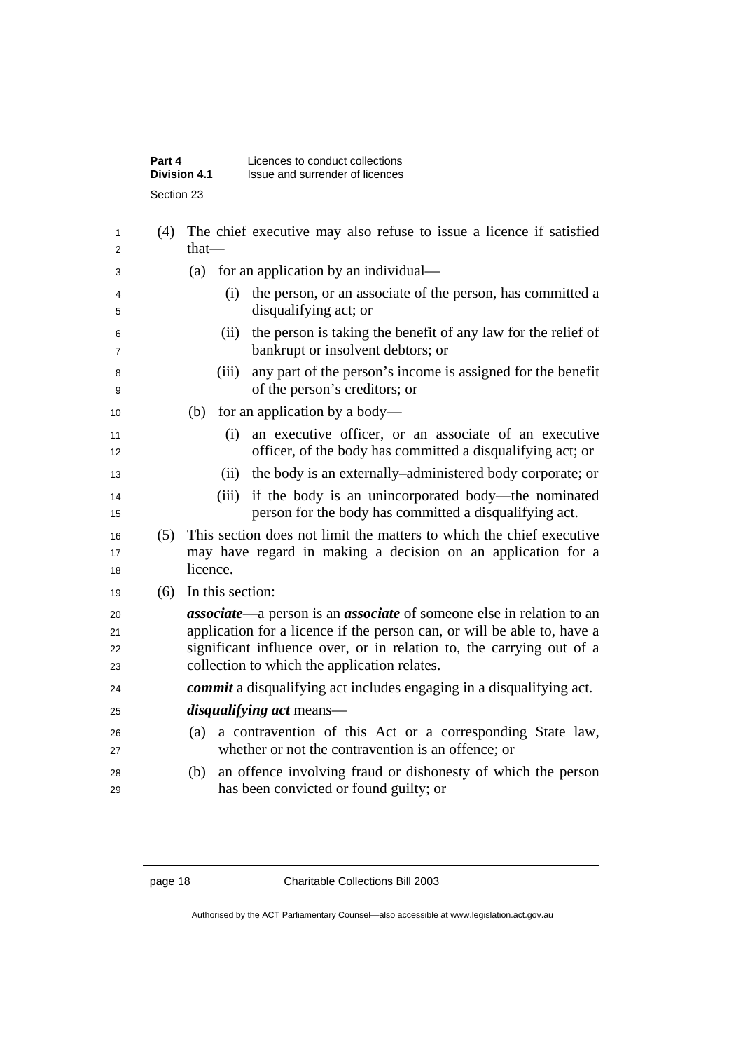(4) The chief executive may also refuse to issue a licence if satisfied that—

(a) for an application by an individual—

(i) the person, or an associate of the person, has committed a disqualifying act; or

(ii) the person is taking the benefit of any law for the relief of bankrupt or insolvent debtors; or

(iii) any part of the person's income is assigned for the benefit of the person's creditors; or

(b) for an application by a body—

(i) an executive officer, or an associate of an executive officer, of the body has committed a disqualifying act; or

(ii) the body is an externally–administered body corporate; or

(iii) if the body is an unincorporated body—the nominated person for the body has committed a disqualifying act.

(5) This section does not limit the matters to which the chief executive may have regard in making a decision on an application for a licence.

(6) In this section:

***associate***—a person is an ***associate*** of someone else in relation to an application for a licence if the person can, or will be able to, have a significant influence over, or in relation to, the carrying out of a collection to which the application relates.

***commit*** a disqualifying act includes engaging in a disqualifying act.

***disqualifying act*** means—

(a) a contravention of this Act or a corresponding State law, whether or not the contravention is an offence; or

(b) an offence involving fraud or dishonesty of which the person has been convicted or found guilty; or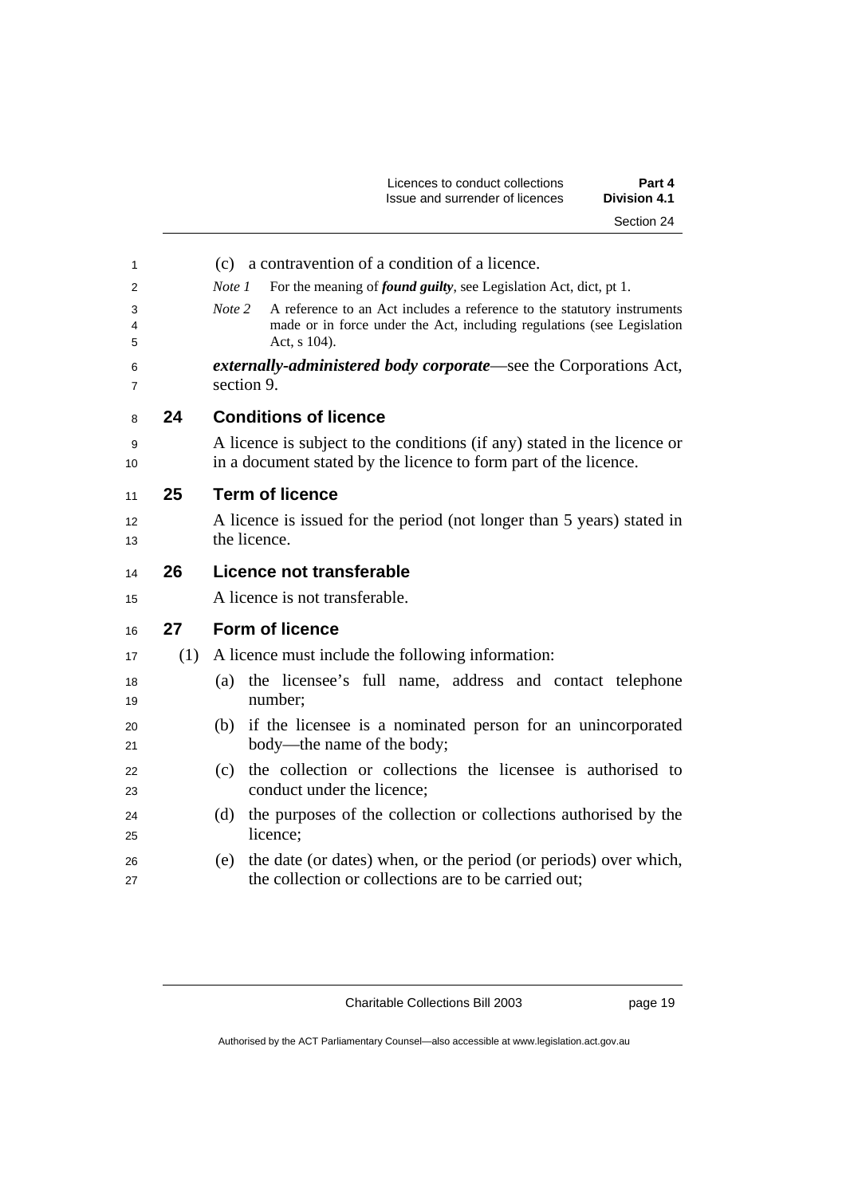(c) a contravention of a condition of a licence.

*Note 1* For the meaning of ***found guilty***, see Legislation Act, dict, pt 1.

*Note 2* A reference to an Act includes a reference to the statutory instruments made or in force under the Act, including regulations (see Legislation Act, s 104).

***externally-administered body corporate***—see the Corporations Act, section 9.

## 24 Conditions of licence

A licence is subject to the conditions (if any) stated in the licence or in a document stated by the licence to form part of the licence.

## 25 Term of licence

A licence is issued for the period (not longer than 5 years) stated in the licence.

## 26 Licence not transferable

A licence is not transferable.

## 27 Form of licence

(1) A licence must include the following information:

(a) the licensee's full name, address and contact telephone number;

(b) if the licensee is a nominated person for an unincorporated body—the name of the body;

(c) the collection or collections the licensee is authorised to conduct under the licence;

(d) the purposes of the collection or collections authorised by the licence;

(e) the date (or dates) when, or the period (or periods) over which, the collection or collections are to be carried out;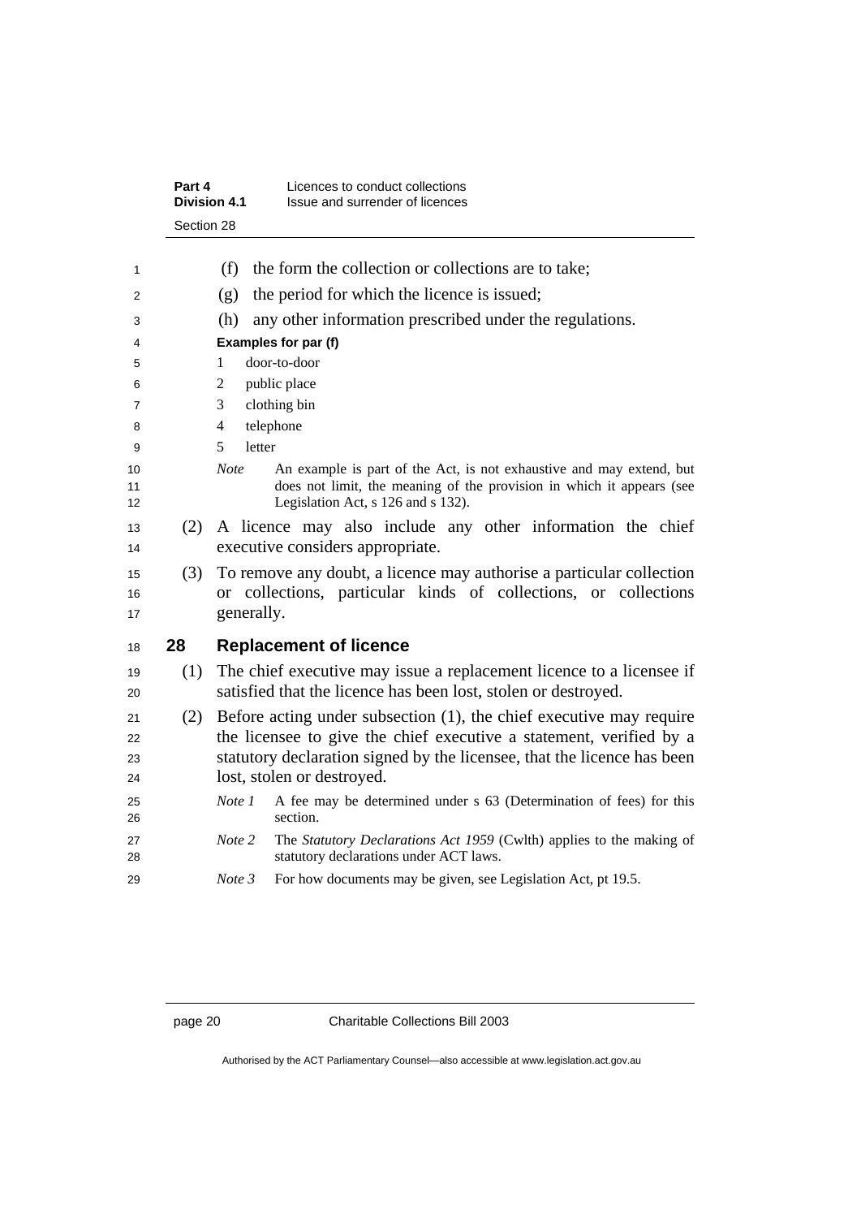(f) the form the collection or collections are to take;

(g) the period for which the licence is issued;

(h) any other information prescribed under the regulations.

**Examples for par (f)**

1 door-to-door

2 public place

3 clothing bin

4 telephone

5 letter

*Note* An example is part of the Act, is not exhaustive and may extend, but does not limit, the meaning of the provision in which it appears (see Legislation Act, s 126 and s 132).

(2) A licence may also include any other information the chief executive considers appropriate.

(3) To remove any doubt, a licence may authorise a particular collection or collections, particular kinds of collections, or collections generally.

## 28 Replacement of licence

(1) The chief executive may issue a replacement licence to a licensee if satisfied that the licence has been lost, stolen or destroyed.

(2) Before acting under subsection (1), the chief executive may require the licensee to give the chief executive a statement, verified by a statutory declaration signed by the licensee, that the licence has been lost, stolen or destroyed.

*Note 1* A fee may be determined under s 63 (Determination of fees) for this section.

*Note 2* The *Statutory Declarations Act 1959* (Cwlth) applies to the making of statutory declarations under ACT laws.

*Note 3* For how documents may be given, see Legislation Act, pt 19.5.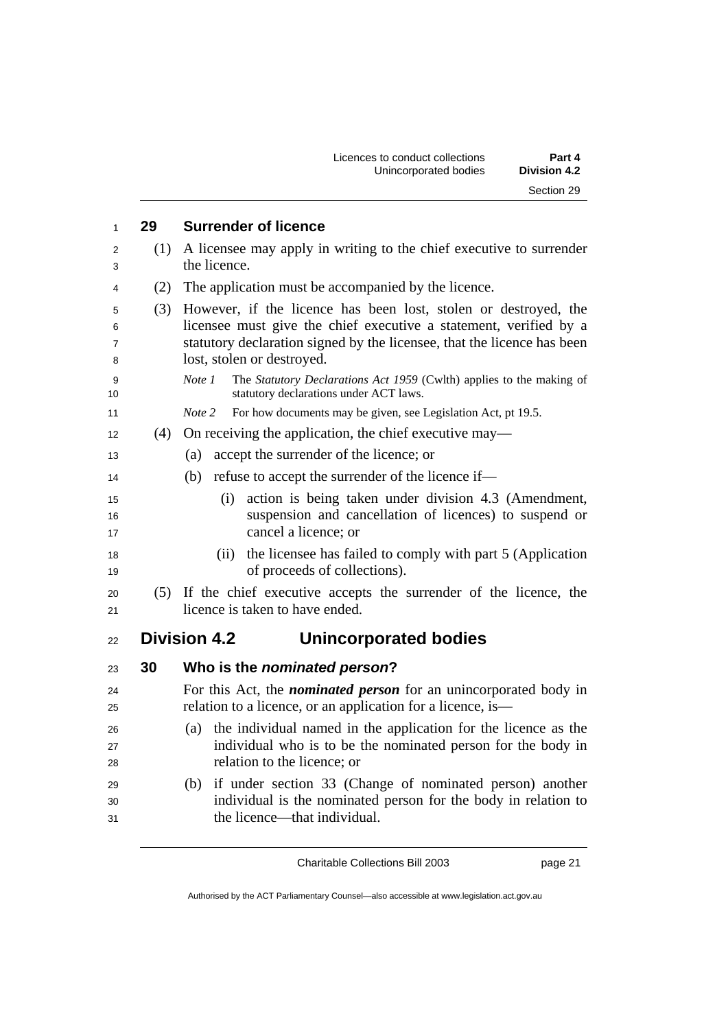## 29 Surrender of licence

(1) A licensee may apply in writing to the chief executive to surrender the licence.

(2) The application must be accompanied by the licence.

(3) However, if the licence has been lost, stolen or destroyed, the licensee must give the chief executive a statement, verified by a statutory declaration signed by the licensee, that the licence has been lost, stolen or destroyed.

*Note 1* The *Statutory Declarations Act 1959* (Cwlth) applies to the making of statutory declarations under ACT laws.

*Note 2* For how documents may be given, see Legislation Act, pt 19.5.

(4) On receiving the application, the chief executive may—

(a) accept the surrender of the licence; or

(b) refuse to accept the surrender of the licence if—

(i) action is being taken under division 4.3 (Amendment, suspension and cancellation of licences) to suspend or cancel a licence; or

(ii) the licensee has failed to comply with part 5 (Application of proceeds of collections).

(5) If the chief executive accepts the surrender of the licence, the licence is taken to have ended.

# Division 4.2 Unincorporated bodies

## 30 Who is the *nominated person*?

For this Act, the ***nominated person*** for an unincorporated body in relation to a licence, or an application for a licence, is—

(a) the individual named in the application for the licence as the individual who is to be the nominated person for the body in relation to the licence; or

(b) if under section 33 (Change of nominated person) another individual is the nominated person for the body in relation to the licence—that individual.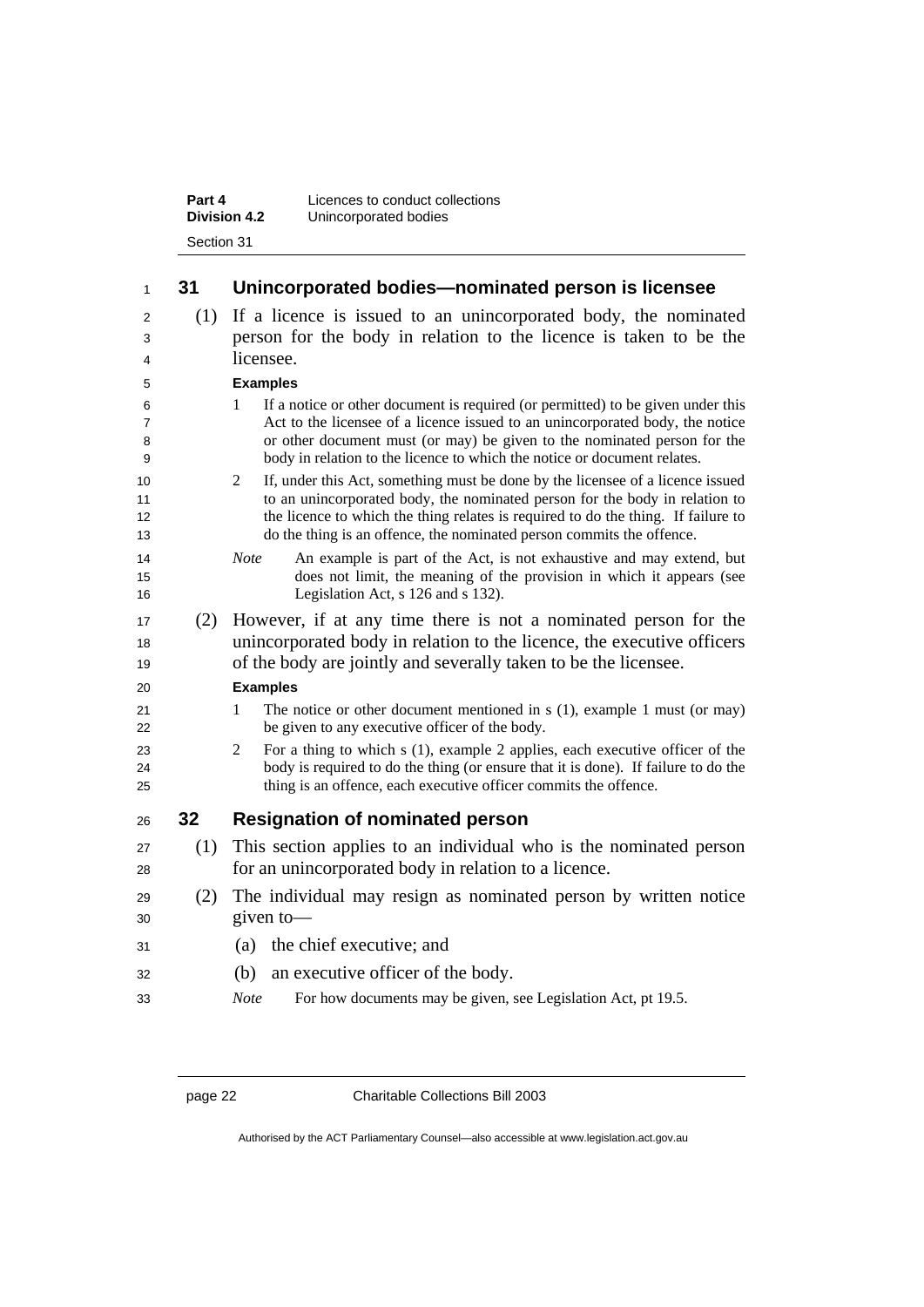## 31 Unincorporated bodies—nominated person is licensee

(1) If a licence is issued to an unincorporated body, the nominated person for the body in relation to the licence is taken to be the licensee.

**Examples**

1 If a notice or other document is required (or permitted) to be given under this Act to the licensee of a licence issued to an unincorporated body, the notice or other document must (or may) be given to the nominated person for the body in relation to the licence to which the notice or document relates.

2 If, under this Act, something must be done by the licensee of a licence issued to an unincorporated body, the nominated person for the body in relation to the licence to which the thing relates is required to do the thing. If failure to do the thing is an offence, the nominated person commits the offence.

*Note* An example is part of the Act, is not exhaustive and may extend, but does not limit, the meaning of the provision in which it appears (see Legislation Act, s 126 and s 132).

(2) However, if at any time there is not a nominated person for the unincorporated body in relation to the licence, the executive officers of the body are jointly and severally taken to be the licensee.

**Examples**

1 The notice or other document mentioned in s (1), example 1 must (or may) be given to any executive officer of the body.

2 For a thing to which s (1), example 2 applies, each executive officer of the body is required to do the thing (or ensure that it is done). If failure to do the thing is an offence, each executive officer commits the offence.

## 32 Resignation of nominated person

(1) This section applies to an individual who is the nominated person for an unincorporated body in relation to a licence.

(2) The individual may resign as nominated person by written notice given to—

(a) the chief executive; and

(b) an executive officer of the body.

*Note* For how documents may be given, see Legislation Act, pt 19.5.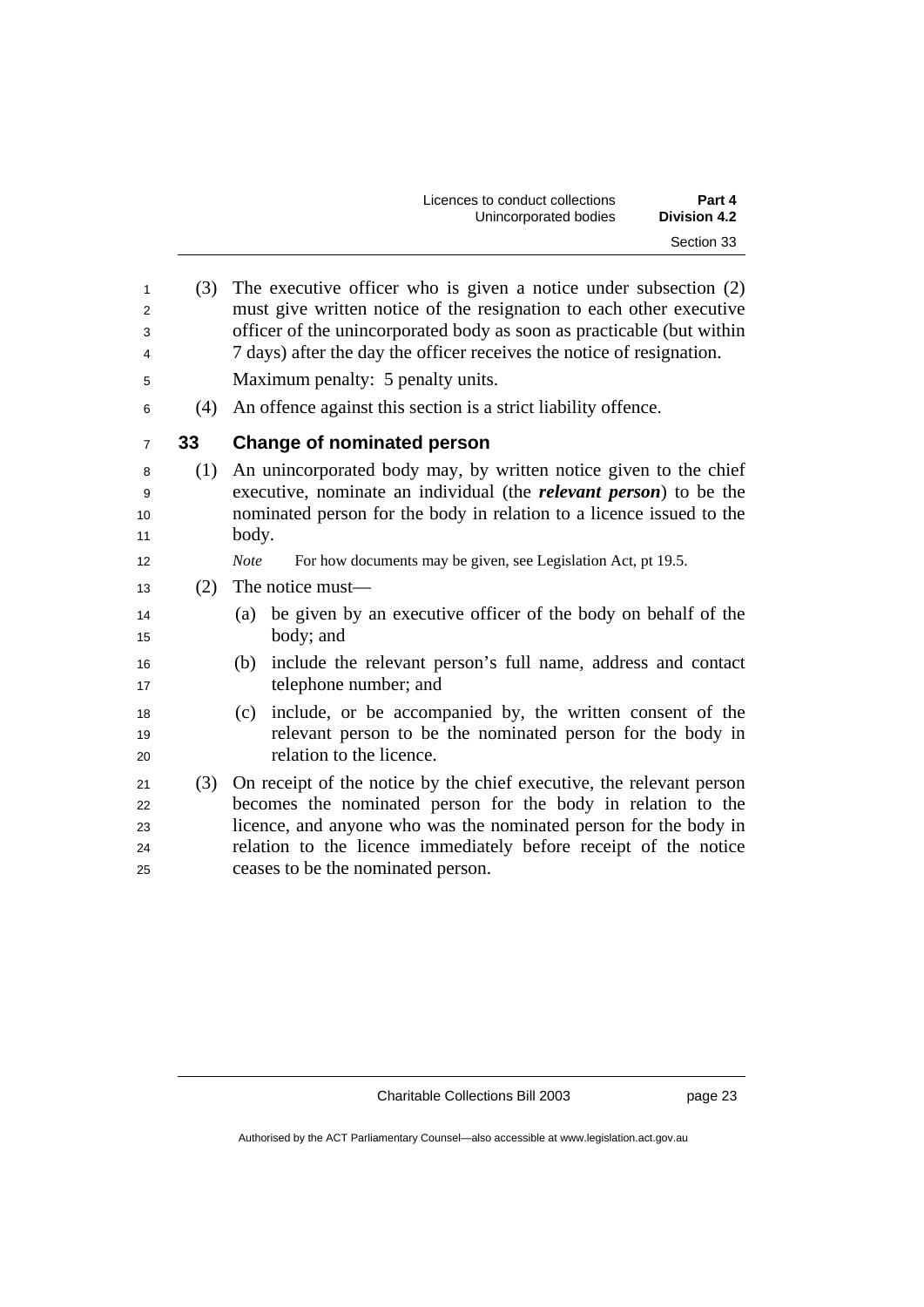(3) The executive officer who is given a notice under subsection (2) must give written notice of the resignation to each other executive officer of the unincorporated body as soon as practicable (but within 7 days) after the day the officer receives the notice of resignation.

Maximum penalty: 5 penalty units.

(4) An offence against this section is a strict liability offence.

## 33 Change of nominated person

(1) An unincorporated body may, by written notice given to the chief executive, nominate an individual (the ***relevant person***) to be the nominated person for the body in relation to a licence issued to the body.

*Note* For how documents may be given, see Legislation Act, pt 19.5.

(2) The notice must—

(a) be given by an executive officer of the body on behalf of the body; and

(b) include the relevant person's full name, address and contact telephone number; and

(c) include, or be accompanied by, the written consent of the relevant person to be the nominated person for the body in relation to the licence.

(3) On receipt of the notice by the chief executive, the relevant person becomes the nominated person for the body in relation to the licence, and anyone who was the nominated person for the body in relation to the licence immediately before receipt of the notice ceases to be the nominated person.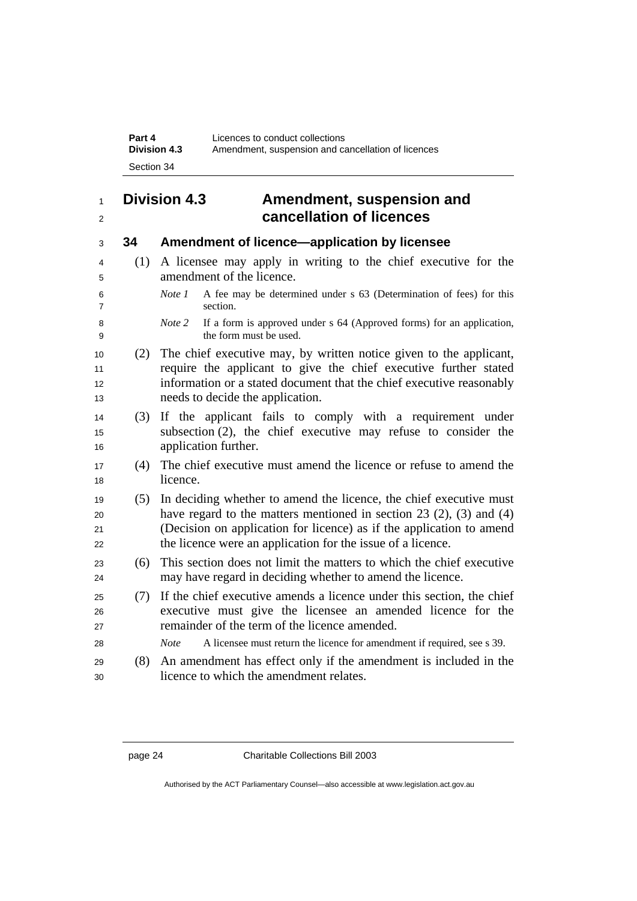## Division 4.3 Amendment, suspension and cancellation of licences

### 34 Amendment of licence—application by licensee

(1) A licensee may apply in writing to the chief executive for the amendment of the licence.

*Note 1* A fee may be determined under s 63 (Determination of fees) for this section.

*Note 2* If a form is approved under s 64 (Approved forms) for an application, the form must be used.

(2) The chief executive may, by written notice given to the applicant, require the applicant to give the chief executive further stated information or a stated document that the chief executive reasonably needs to decide the application.

(3) If the applicant fails to comply with a requirement under subsection (2), the chief executive may refuse to consider the application further.

(4) The chief executive must amend the licence or refuse to amend the licence.

(5) In deciding whether to amend the licence, the chief executive must have regard to the matters mentioned in section 23 (2), (3) and (4) (Decision on application for licence) as if the application to amend the licence were an application for the issue of a licence.

(6) This section does not limit the matters to which the chief executive may have regard in deciding whether to amend the licence.

(7) If the chief executive amends a licence under this section, the chief executive must give the licensee an amended licence for the remainder of the term of the licence amended.

*Note* A licensee must return the licence for amendment if required, see s 39.

(8) An amendment has effect only if the amendment is included in the licence to which the amendment relates.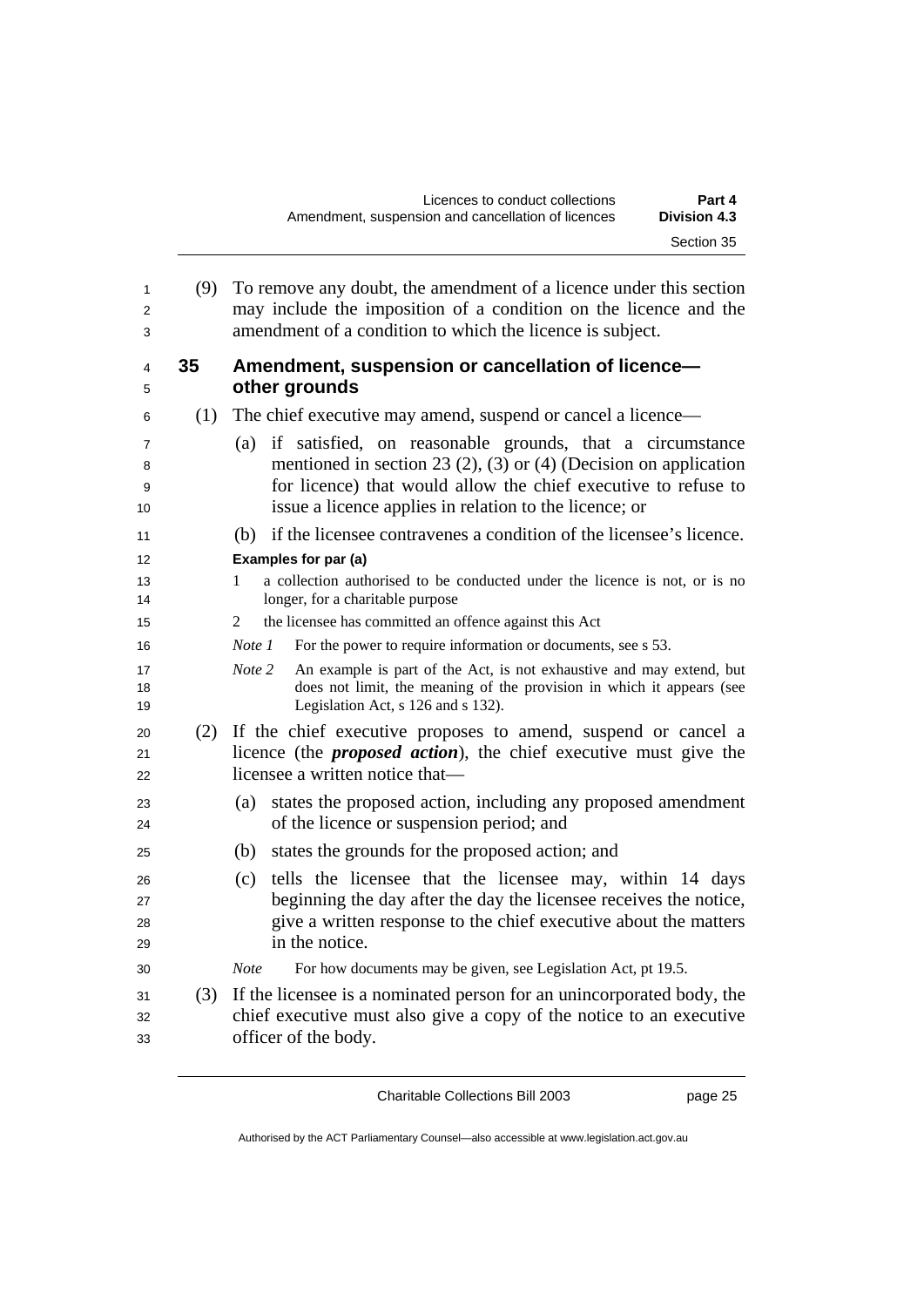(9) To remove any doubt, the amendment of a licence under this section may include the imposition of a condition on the licence and the amendment of a condition to which the licence is subject.

## 35 Amendment, suspension or cancellation of licence—other grounds

(1) The chief executive may amend, suspend or cancel a licence—

(a) if satisfied, on reasonable grounds, that a circumstance mentioned in section 23 (2), (3) or (4) (Decision on application for licence) that would allow the chief executive to refuse to issue a licence applies in relation to the licence; or

(b) if the licensee contravenes a condition of the licensee's licence.

**Examples for par (a)**

1 a collection authorised to be conducted under the licence is not, or is no longer, for a charitable purpose

2 the licensee has committed an offence against this Act

*Note 1* For the power to require information or documents, see s 53.

*Note 2* An example is part of the Act, is not exhaustive and may extend, but does not limit, the meaning of the provision in which it appears (see Legislation Act, s 126 and s 132).

(2) If the chief executive proposes to amend, suspend or cancel a licence (the ***proposed action***), the chief executive must give the licensee a written notice that—

(a) states the proposed action, including any proposed amendment of the licence or suspension period; and

(b) states the grounds for the proposed action; and

(c) tells the licensee that the licensee may, within 14 days beginning the day after the day the licensee receives the notice, give a written response to the chief executive about the matters in the notice.

*Note* For how documents may be given, see Legislation Act, pt 19.5.

(3) If the licensee is a nominated person for an unincorporated body, the chief executive must also give a copy of the notice to an executive officer of the body.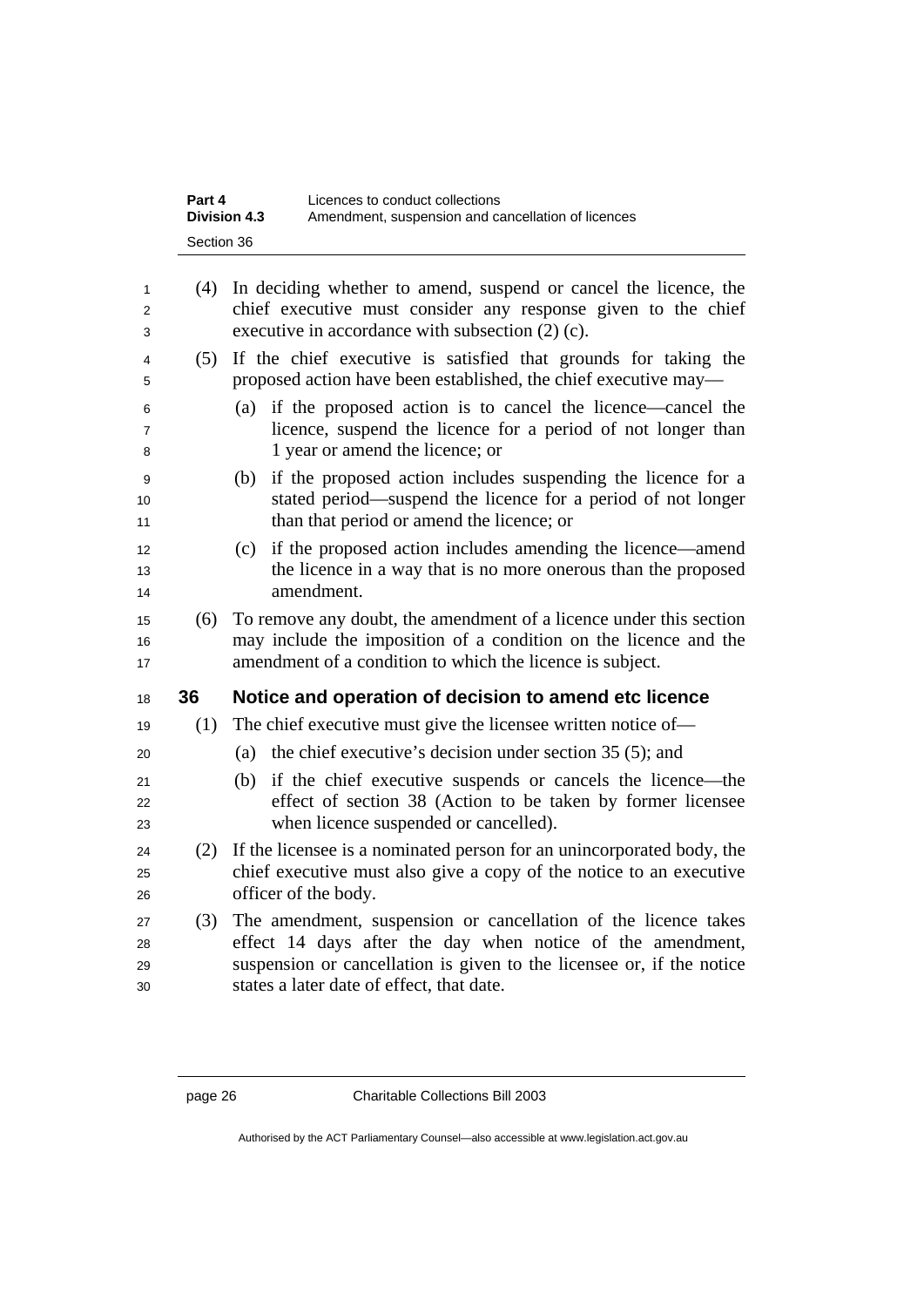(4) In deciding whether to amend, suspend or cancel the licence, the chief executive must consider any response given to the chief executive in accordance with subsection (2) (c).

(5) If the chief executive is satisfied that grounds for taking the proposed action have been established, the chief executive may—

(a) if the proposed action is to cancel the licence—cancel the licence, suspend the licence for a period of not longer than 1 year or amend the licence; or

(b) if the proposed action includes suspending the licence for a stated period—suspend the licence for a period of not longer than that period or amend the licence; or

(c) if the proposed action includes amending the licence—amend the licence in a way that is no more onerous than the proposed amendment.

(6) To remove any doubt, the amendment of a licence under this section may include the imposition of a condition on the licence and the amendment of a condition to which the licence is subject.

### 36 Notice and operation of decision to amend etc licence

(1) The chief executive must give the licensee written notice of—

(a) the chief executive's decision under section 35 (5); and

(b) if the chief executive suspends or cancels the licence—the effect of section 38 (Action to be taken by former licensee when licence suspended or cancelled).

(2) If the licensee is a nominated person for an unincorporated body, the chief executive must also give a copy of the notice to an executive officer of the body.

(3) The amendment, suspension or cancellation of the licence takes effect 14 days after the day when notice of the amendment, suspension or cancellation is given to the licensee or, if the notice states a later date of effect, that date.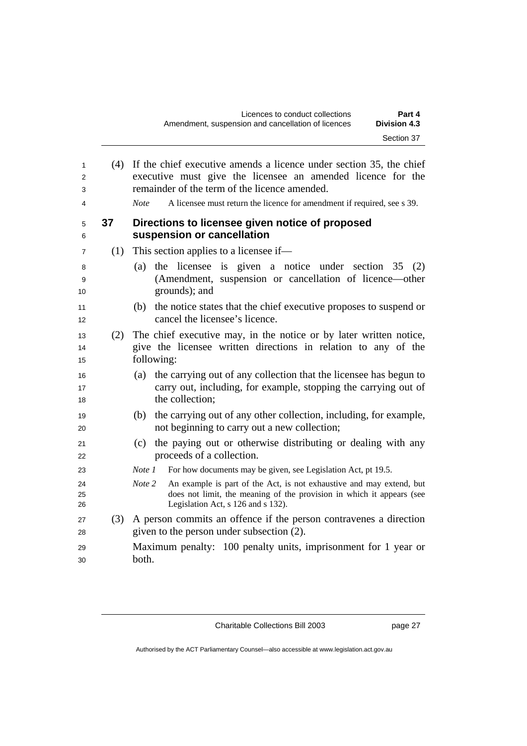(4) If the chief executive amends a licence under section 35, the chief executive must give the licensee an amended licence for the remainder of the term of the licence amended.

*Note* A licensee must return the licence for amendment if required, see s 39.

## 37 Directions to licensee given notice of proposed suspension or cancellation

(1) This section applies to a licensee if—

(a) the licensee is given a notice under section 35 (2) (Amendment, suspension or cancellation of licence—other grounds); and

(b) the notice states that the chief executive proposes to suspend or cancel the licensee's licence.

(2) The chief executive may, in the notice or by later written notice, give the licensee written directions in relation to any of the following:

(a) the carrying out of any collection that the licensee has begun to carry out, including, for example, stopping the carrying out of the collection;

(b) the carrying out of any other collection, including, for example, not beginning to carry out a new collection;

(c) the paying out or otherwise distributing or dealing with any proceeds of a collection.

*Note 1* For how documents may be given, see Legislation Act, pt 19.5.

*Note 2* An example is part of the Act, is not exhaustive and may extend, but does not limit, the meaning of the provision in which it appears (see Legislation Act, s 126 and s 132).

(3) A person commits an offence if the person contravenes a direction given to the person under subsection (2).

Maximum penalty: 100 penalty units, imprisonment for 1 year or both.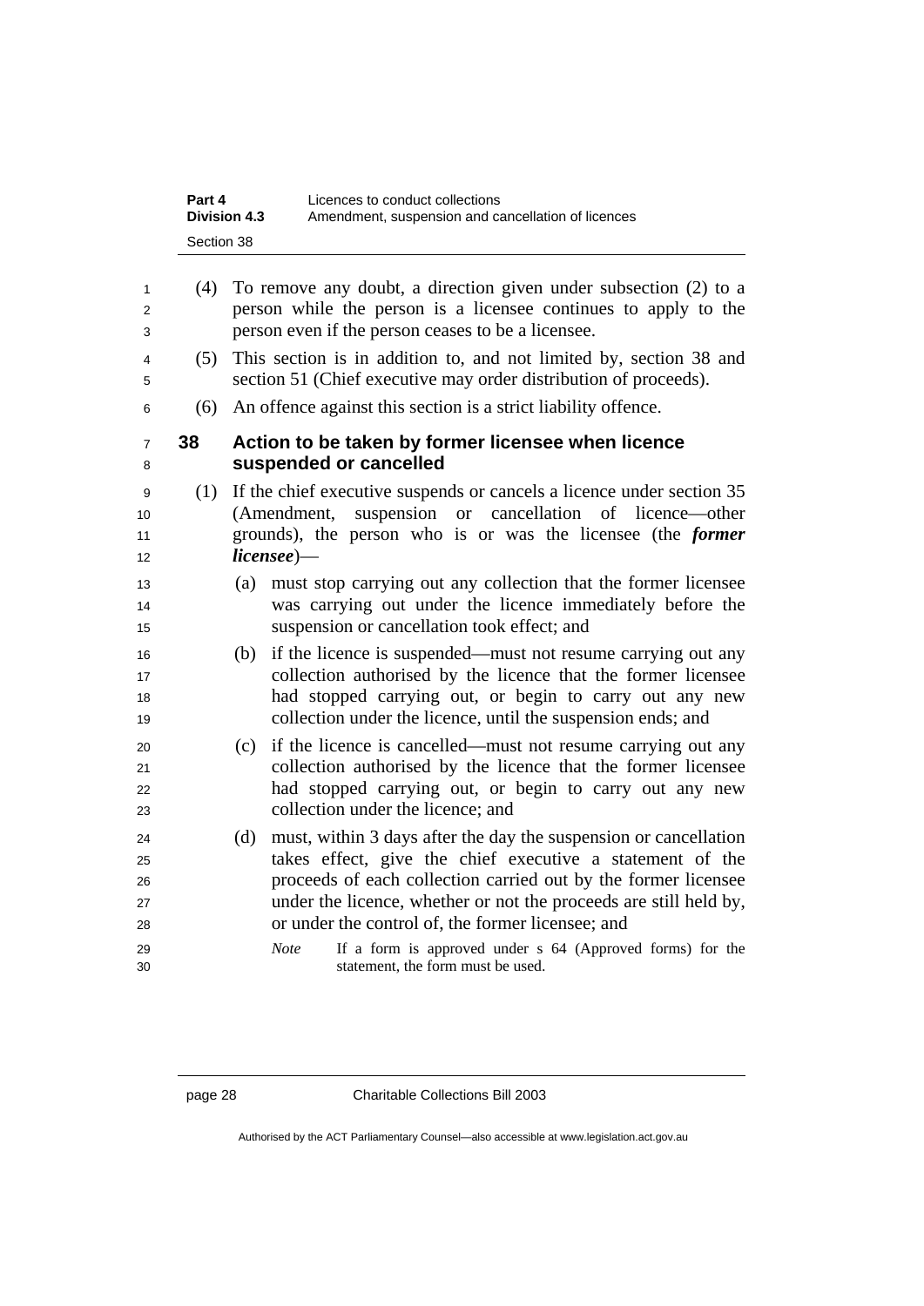(4) To remove any doubt, a direction given under subsection (2) to a person while the person is a licensee continues to apply to the person even if the person ceases to be a licensee.

(5) This section is in addition to, and not limited by, section 38 and section 51 (Chief executive may order distribution of proceeds).

(6) An offence against this section is a strict liability offence.

### 38 Action to be taken by former licensee when licence suspended or cancelled

(1) If the chief executive suspends or cancels a licence under section 35 (Amendment, suspension or cancellation of licence—other grounds), the person who is or was the licensee (the ***former licensee***)—

(a) must stop carrying out any collection that the former licensee was carrying out under the licence immediately before the suspension or cancellation took effect; and

(b) if the licence is suspended—must not resume carrying out any collection authorised by the licence that the former licensee had stopped carrying out, or begin to carry out any new collection under the licence, until the suspension ends; and

(c) if the licence is cancelled—must not resume carrying out any collection authorised by the licence that the former licensee had stopped carrying out, or begin to carry out any new collection under the licence; and

(d) must, within 3 days after the day the suspension or cancellation takes effect, give the chief executive a statement of the proceeds of each collection carried out by the former licensee under the licence, whether or not the proceeds are still held by, or under the control of, the former licensee; and

*Note* If a form is approved under s 64 (Approved forms) for the statement, the form must be used.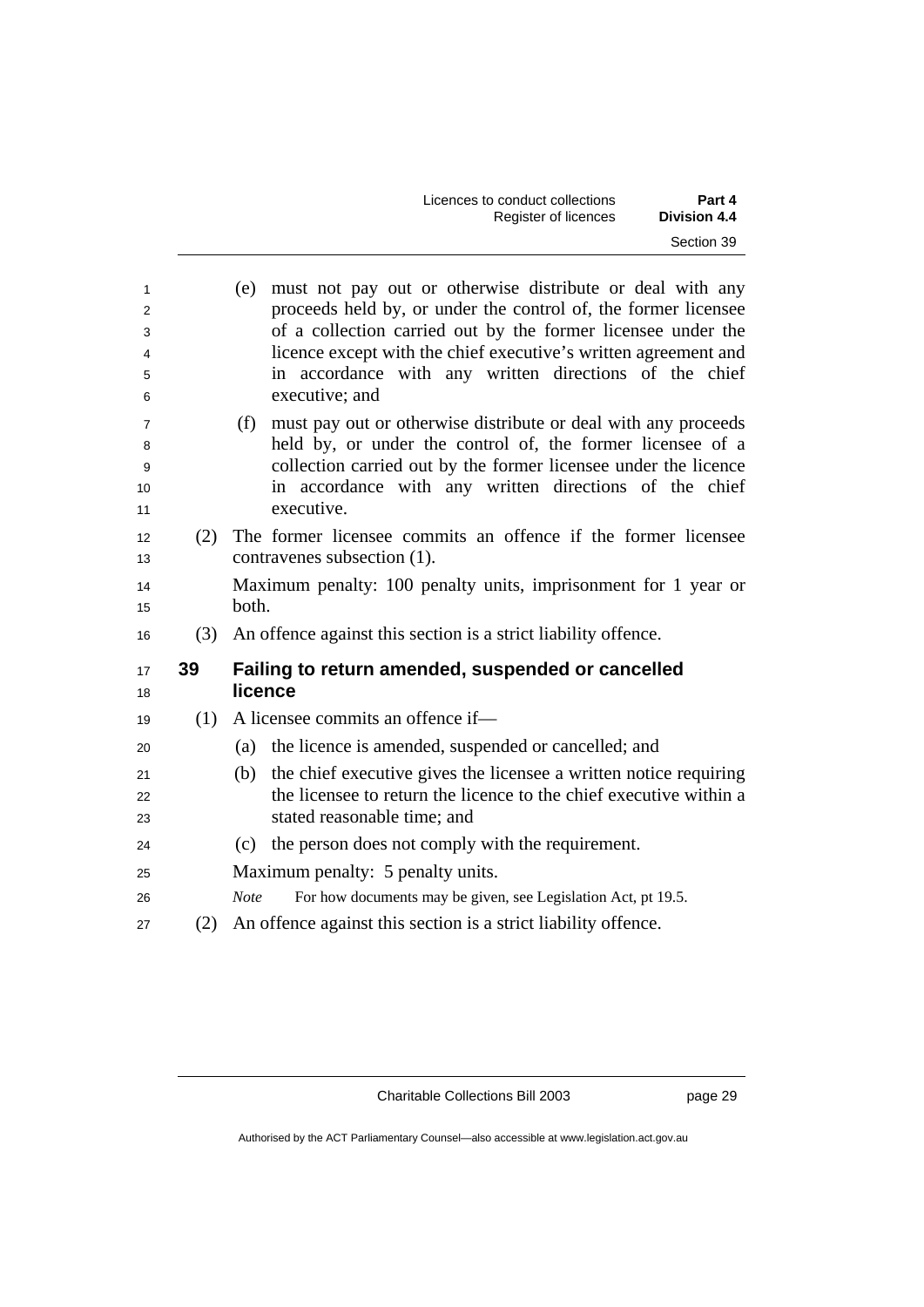(e) must not pay out or otherwise distribute or deal with any proceeds held by, or under the control of, the former licensee of a collection carried out by the former licensee under the licence except with the chief executive's written agreement and in accordance with any written directions of the chief executive; and

(f) must pay out or otherwise distribute or deal with any proceeds held by, or under the control of, the former licensee of a collection carried out by the former licensee under the licence in accordance with any written directions of the chief executive.

(2) The former licensee commits an offence if the former licensee contravenes subsection (1).

Maximum penalty: 100 penalty units, imprisonment for 1 year or both.

(3) An offence against this section is a strict liability offence.

## 39 Failing to return amended, suspended or cancelled licence

(1) A licensee commits an offence if—

(a) the licence is amended, suspended or cancelled; and

(b) the chief executive gives the licensee a written notice requiring the licensee to return the licence to the chief executive within a stated reasonable time; and

(c) the person does not comply with the requirement.

Maximum penalty: 5 penalty units.

*Note* For how documents may be given, see Legislation Act, pt 19.5.

(2) An offence against this section is a strict liability offence.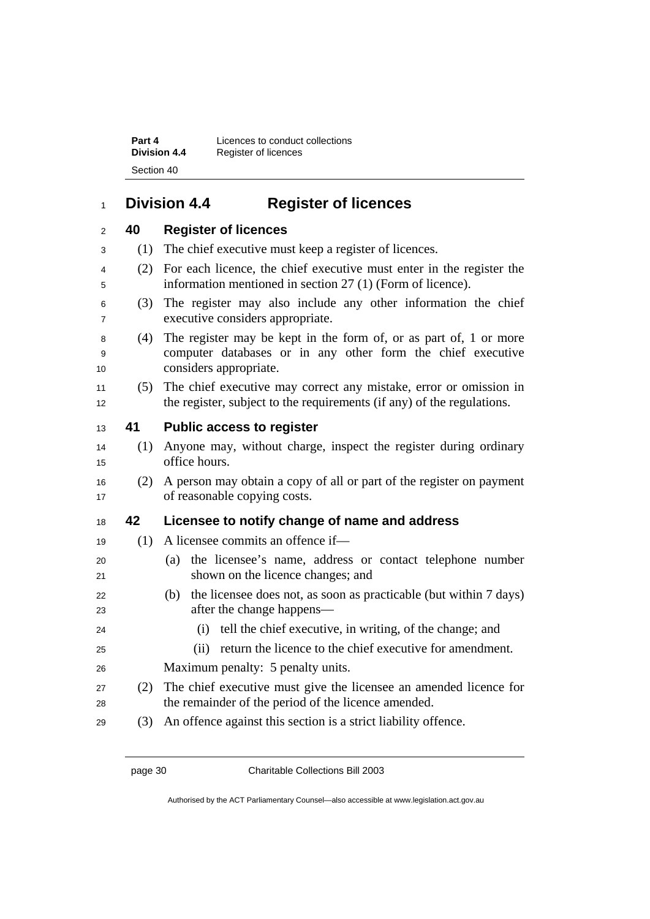## Division 4.4 Register of licences

### 40 Register of licences

(1) The chief executive must keep a register of licences.

(2) For each licence, the chief executive must enter in the register the information mentioned in section 27 (1) (Form of licence).

(3) The register may also include any other information the chief executive considers appropriate.

(4) The register may be kept in the form of, or as part of, 1 or more computer databases or in any other form the chief executive considers appropriate.

(5) The chief executive may correct any mistake, error or omission in the register, subject to the requirements (if any) of the regulations.

### 41 Public access to register

(1) Anyone may, without charge, inspect the register during ordinary office hours.

(2) A person may obtain a copy of all or part of the register on payment of reasonable copying costs.

### 42 Licensee to notify change of name and address

(1) A licensee commits an offence if—

(a) the licensee's name, address or contact telephone number shown on the licence changes; and

(b) the licensee does not, as soon as practicable (but within 7 days) after the change happens—

(i) tell the chief executive, in writing, of the change; and

(ii) return the licence to the chief executive for amendment.

Maximum penalty: 5 penalty units.

(2) The chief executive must give the licensee an amended licence for the remainder of the period of the licence amended.

(3) An offence against this section is a strict liability offence.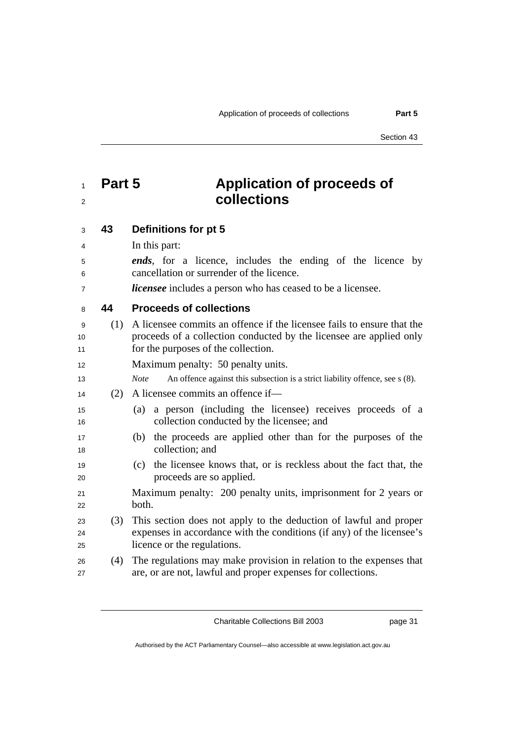# Part 5 Application of proceeds of collections

### 43 Definitions for pt 5

In this part:

***ends***, for a licence, includes the ending of the licence by cancellation or surrender of the licence.

***licensee*** includes a person who has ceased to be a licensee.

### 44 Proceeds of collections

(1) A licensee commits an offence if the licensee fails to ensure that the proceeds of a collection conducted by the licensee are applied only for the purposes of the collection.

Maximum penalty: 50 penalty units.

*Note* An offence against this subsection is a strict liability offence, see s (8).

(2) A licensee commits an offence if—

(a) a person (including the licensee) receives proceeds of a collection conducted by the licensee; and

(b) the proceeds are applied other than for the purposes of the collection; and

(c) the licensee knows that, or is reckless about the fact that, the proceeds are so applied.

Maximum penalty: 200 penalty units, imprisonment for 2 years or both.

(3) This section does not apply to the deduction of lawful and proper expenses in accordance with the conditions (if any) of the licensee's licence or the regulations.

(4) The regulations may make provision in relation to the expenses that are, or are not, lawful and proper expenses for collections.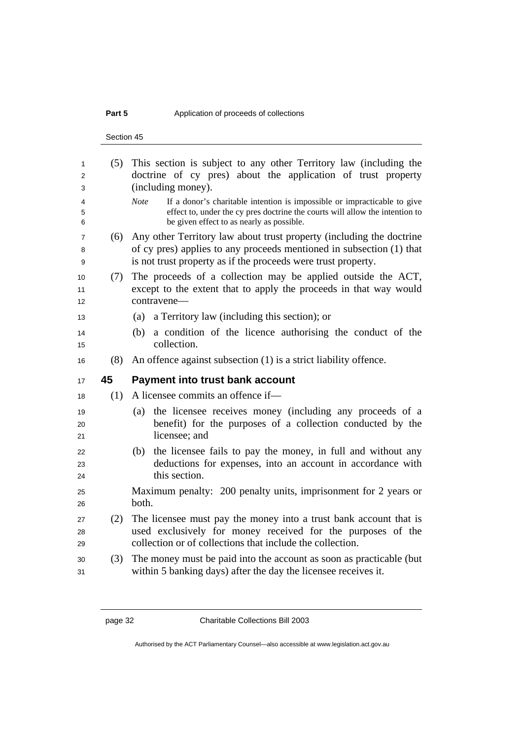(5) This section is subject to any other Territory law (including the doctrine of cy pres) about the application of trust property (including money).

*Note* If a donor's charitable intention is impossible or impracticable to give effect to, under the cy pres doctrine the courts will allow the intention to be given effect to as nearly as possible.

(6) Any other Territory law about trust property (including the doctrine of cy pres) applies to any proceeds mentioned in subsection (1) that is not trust property as if the proceeds were trust property.

(7) The proceeds of a collection may be applied outside the ACT, except to the extent that to apply the proceeds in that way would contravene—

(a) a Territory law (including this section); or

(b) a condition of the licence authorising the conduct of the collection.

(8) An offence against subsection (1) is a strict liability offence.

## 45 Payment into trust bank account

(1) A licensee commits an offence if—

(a) the licensee receives money (including any proceeds of a benefit) for the purposes of a collection conducted by the licensee; and

(b) the licensee fails to pay the money, in full and without any deductions for expenses, into an account in accordance with this section.

Maximum penalty: 200 penalty units, imprisonment for 2 years or both.

(2) The licensee must pay the money into a trust bank account that is used exclusively for money received for the purposes of the collection or of collections that include the collection.

(3) The money must be paid into the account as soon as practicable (but within 5 banking days) after the day the licensee receives it.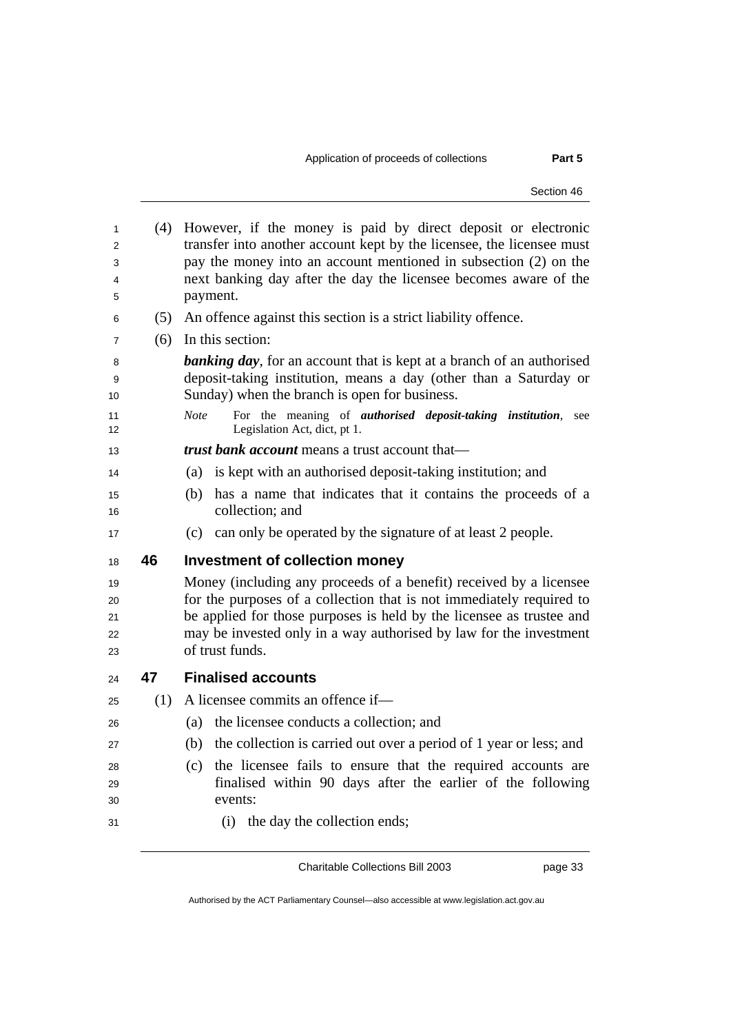(4) However, if the money is paid by direct deposit or electronic transfer into another account kept by the licensee, the licensee must pay the money into an account mentioned in subsection (2) on the next banking day after the day the licensee becomes aware of the payment.

(5) An offence against this section is a strict liability offence.

(6) In this section:

***banking day***, for an account that is kept at a branch of an authorised deposit-taking institution, means a day (other than a Saturday or Sunday) when the branch is open for business.

*Note* For the meaning of ***authorised deposit-taking institution***, see Legislation Act, dict, pt 1.

***trust bank account*** means a trust account that—

(a) is kept with an authorised deposit-taking institution; and

(b) has a name that indicates that it contains the proceeds of a collection; and

(c) can only be operated by the signature of at least 2 people.

## 46 Investment of collection money

Money (including any proceeds of a benefit) received by a licensee for the purposes of a collection that is not immediately required to be applied for those purposes is held by the licensee as trustee and may be invested only in a way authorised by law for the investment of trust funds.

## 47 Finalised accounts

(1) A licensee commits an offence if—

(a) the licensee conducts a collection; and

(b) the collection is carried out over a period of 1 year or less; and

(c) the licensee fails to ensure that the required accounts are finalised within 90 days after the earlier of the following events:

(i) the day the collection ends;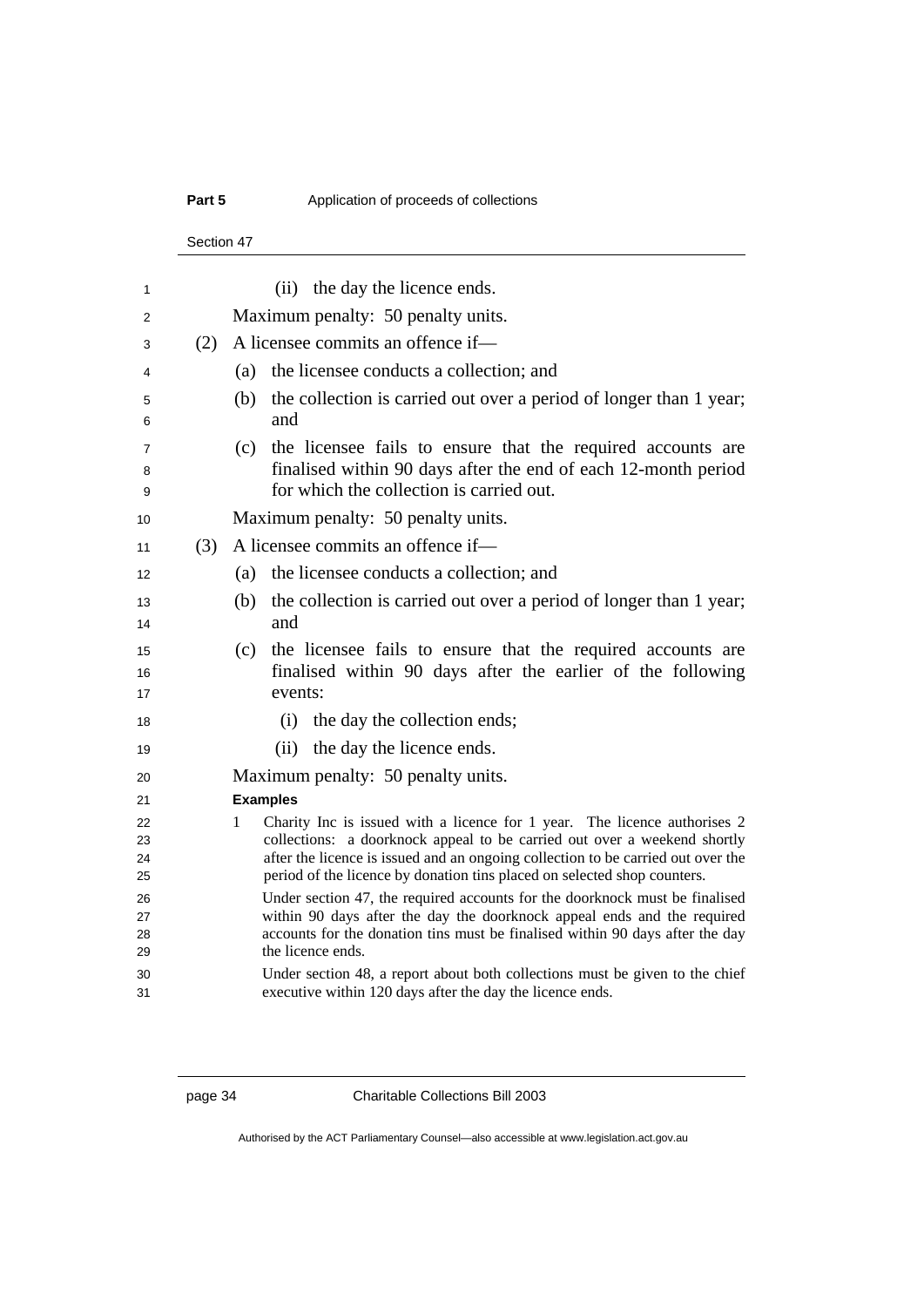(ii) the day the licence ends.

Maximum penalty: 50 penalty units.

(2) A licensee commits an offence if—

(a) the licensee conducts a collection; and

(b) the collection is carried out over a period of longer than 1 year; and

(c) the licensee fails to ensure that the required accounts are finalised within 90 days after the end of each 12-month period for which the collection is carried out.

Maximum penalty: 50 penalty units.

(3) A licensee commits an offence if—

(a) the licensee conducts a collection; and

(b) the collection is carried out over a period of longer than 1 year; and

(c) the licensee fails to ensure that the required accounts are finalised within 90 days after the earlier of the following events:

(i) the day the collection ends;

(ii) the day the licence ends.

Maximum penalty: 50 penalty units.

**Examples**

1 Charity Inc is issued with a licence for 1 year. The licence authorises 2 collections: a doorknock appeal to be carried out over a weekend shortly after the licence is issued and an ongoing collection to be carried out over the period of the licence by donation tins placed on selected shop counters.

Under section 47, the required accounts for the doorknock must be finalised within 90 days after the day the doorknock appeal ends and the required accounts for the donation tins must be finalised within 90 days after the day the licence ends.

Under section 48, a report about both collections must be given to the chief executive within 120 days after the day the licence ends.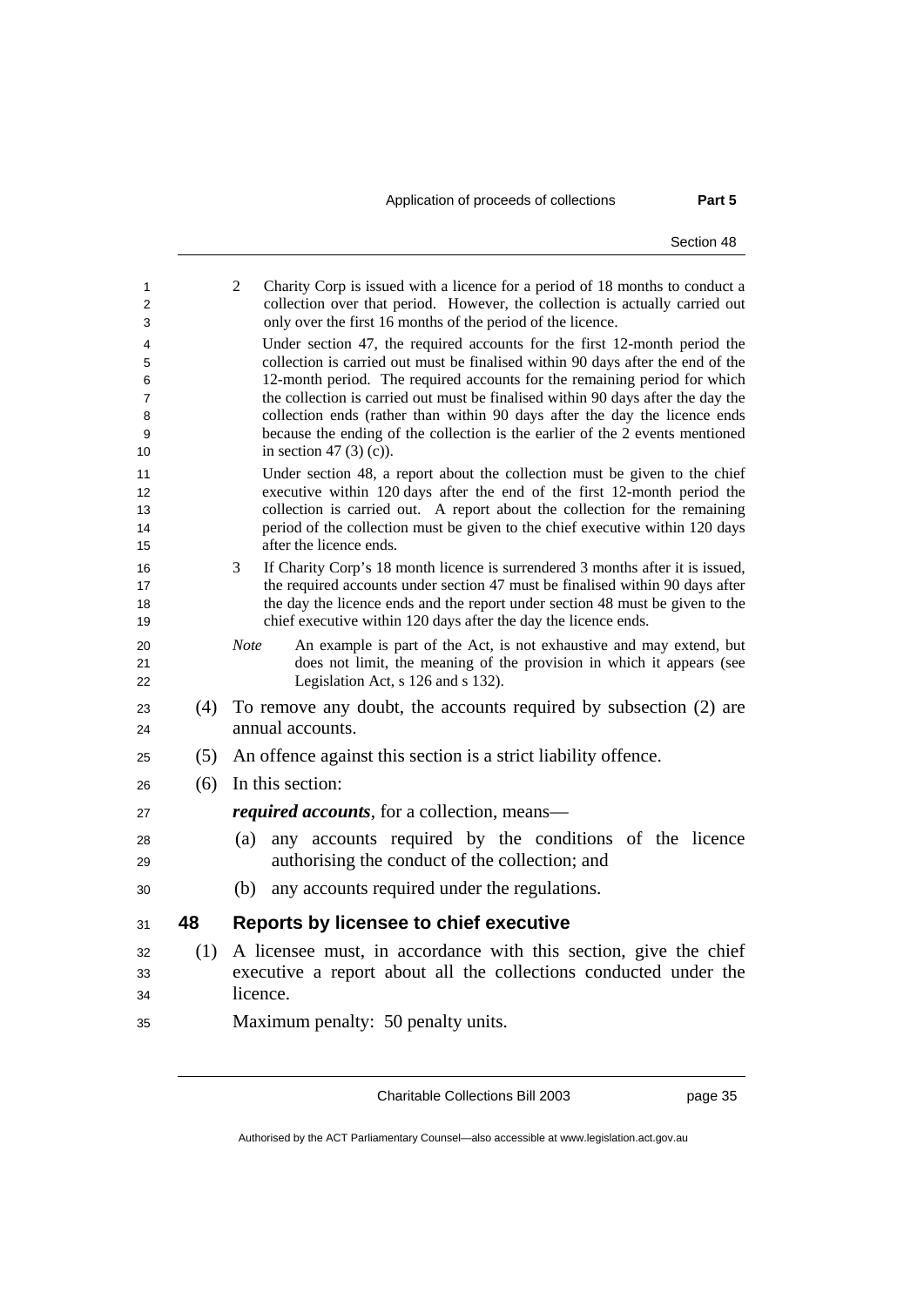2 Charity Corp is issued with a licence for a period of 18 months to conduct a collection over that period. However, the collection is actually carried out only over the first 16 months of the period of the licence.

Under section 47, the required accounts for the first 12-month period the collection is carried out must be finalised within 90 days after the end of the 12-month period. The required accounts for the remaining period for which the collection is carried out must be finalised within 90 days after the day the collection ends (rather than within 90 days after the day the licence ends because the ending of the collection is the earlier of the 2 events mentioned in section 47 (3) (c)).

Under section 48, a report about the collection must be given to the chief executive within 120 days after the end of the first 12-month period the collection is carried out. A report about the collection for the remaining period of the collection must be given to the chief executive within 120 days after the licence ends.

3 If Charity Corp's 18 month licence is surrendered 3 months after it is issued, the required accounts under section 47 must be finalised within 90 days after the day the licence ends and the report under section 48 must be given to the chief executive within 120 days after the day the licence ends.

*Note* An example is part of the Act, is not exhaustive and may extend, but does not limit, the meaning of the provision in which it appears (see Legislation Act, s 126 and s 132).

(4) To remove any doubt, the accounts required by subsection (2) are annual accounts.

(5) An offence against this section is a strict liability offence.

(6) In this section:

***required accounts***, for a collection, means—

(a) any accounts required by the conditions of the licence authorising the conduct of the collection; and

(b) any accounts required under the regulations.

## 48 Reports by licensee to chief executive

(1) A licensee must, in accordance with this section, give the chief executive a report about all the collections conducted under the licence.

Maximum penalty: 50 penalty units.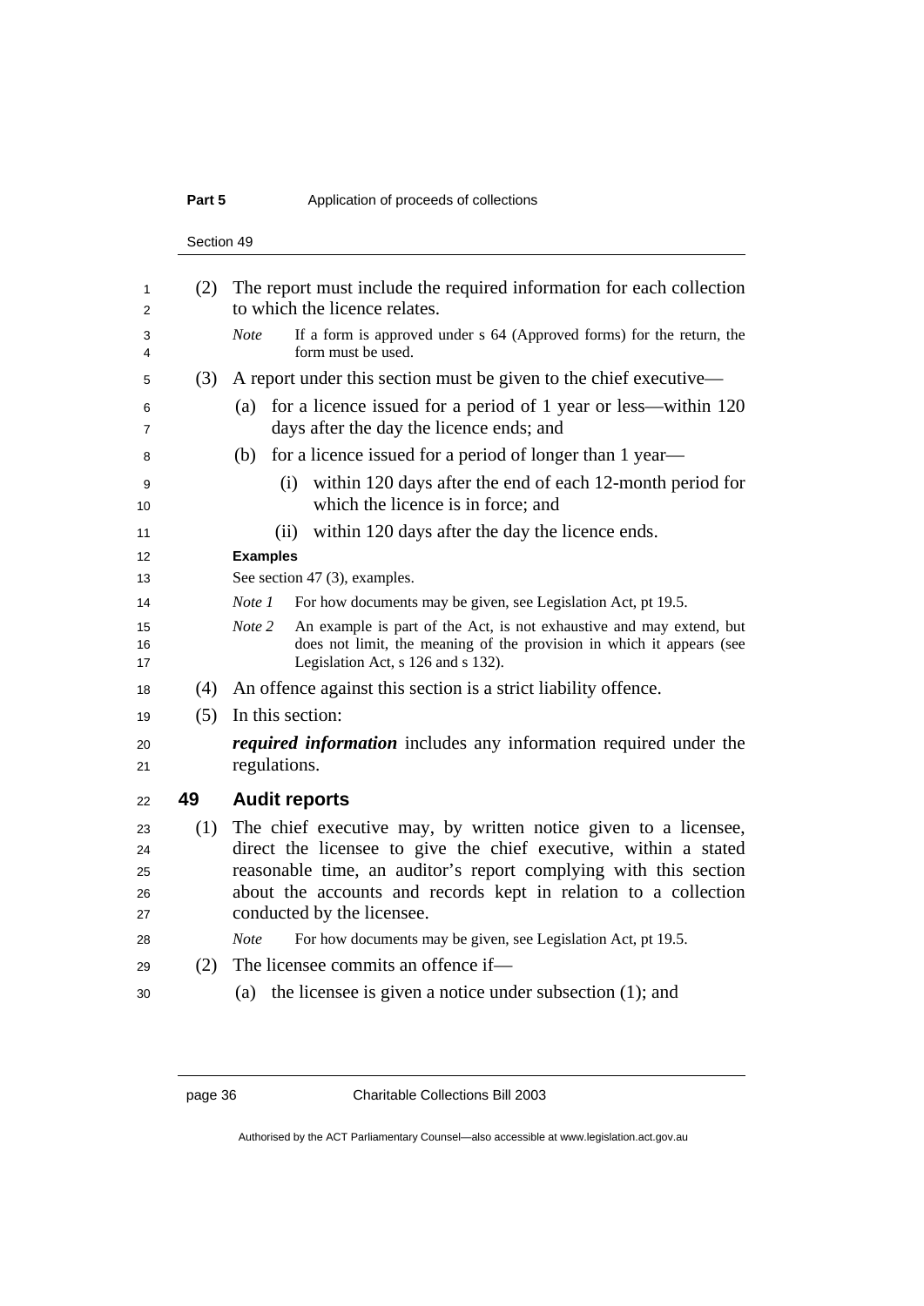(2) The report must include the required information for each collection to which the licence relates.

*Note* If a form is approved under s 64 (Approved forms) for the return, the form must be used.

(3) A report under this section must be given to the chief executive—

(a) for a licence issued for a period of 1 year or less—within 120 days after the day the licence ends; and

(b) for a licence issued for a period of longer than 1 year—

(i) within 120 days after the end of each 12-month period for which the licence is in force; and

(ii) within 120 days after the day the licence ends.

**Examples**

See section 47 (3), examples.

*Note 1* For how documents may be given, see Legislation Act, pt 19.5.

*Note 2* An example is part of the Act, is not exhaustive and may extend, but does not limit, the meaning of the provision in which it appears (see Legislation Act, s 126 and s 132).

(4) An offence against this section is a strict liability offence.

(5) In this section:

***required information*** includes any information required under the regulations.

## 49 Audit reports

(1) The chief executive may, by written notice given to a licensee, direct the licensee to give the chief executive, within a stated reasonable time, an auditor's report complying with this section about the accounts and records kept in relation to a collection conducted by the licensee.

*Note* For how documents may be given, see Legislation Act, pt 19.5.

(2) The licensee commits an offence if—

(a) the licensee is given a notice under subsection (1); and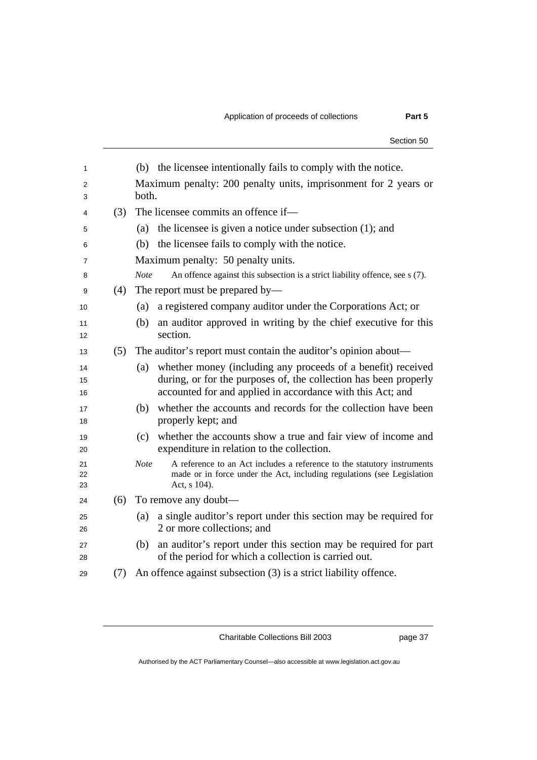(b) the licensee intentionally fails to comply with the notice.

Maximum penalty: 200 penalty units, imprisonment for 2 years or both.

(3) The licensee commits an offence if—

(a) the licensee is given a notice under subsection (1); and

(b) the licensee fails to comply with the notice.

Maximum penalty: 50 penalty units.

*Note* An offence against this subsection is a strict liability offence, see s (7).

(4) The report must be prepared by—

(a) a registered company auditor under the Corporations Act; or

(b) an auditor approved in writing by the chief executive for this section.

(5) The auditor's report must contain the auditor's opinion about—

(a) whether money (including any proceeds of a benefit) received during, or for the purposes of, the collection has been properly accounted for and applied in accordance with this Act; and

(b) whether the accounts and records for the collection have been properly kept; and

(c) whether the accounts show a true and fair view of income and expenditure in relation to the collection.

*Note* A reference to an Act includes a reference to the statutory instruments made or in force under the Act, including regulations (see Legislation Act, s 104).

(6) To remove any doubt—

(a) a single auditor's report under this section may be required for 2 or more collections; and

(b) an auditor's report under this section may be required for part of the period for which a collection is carried out.

(7) An offence against subsection (3) is a strict liability offence.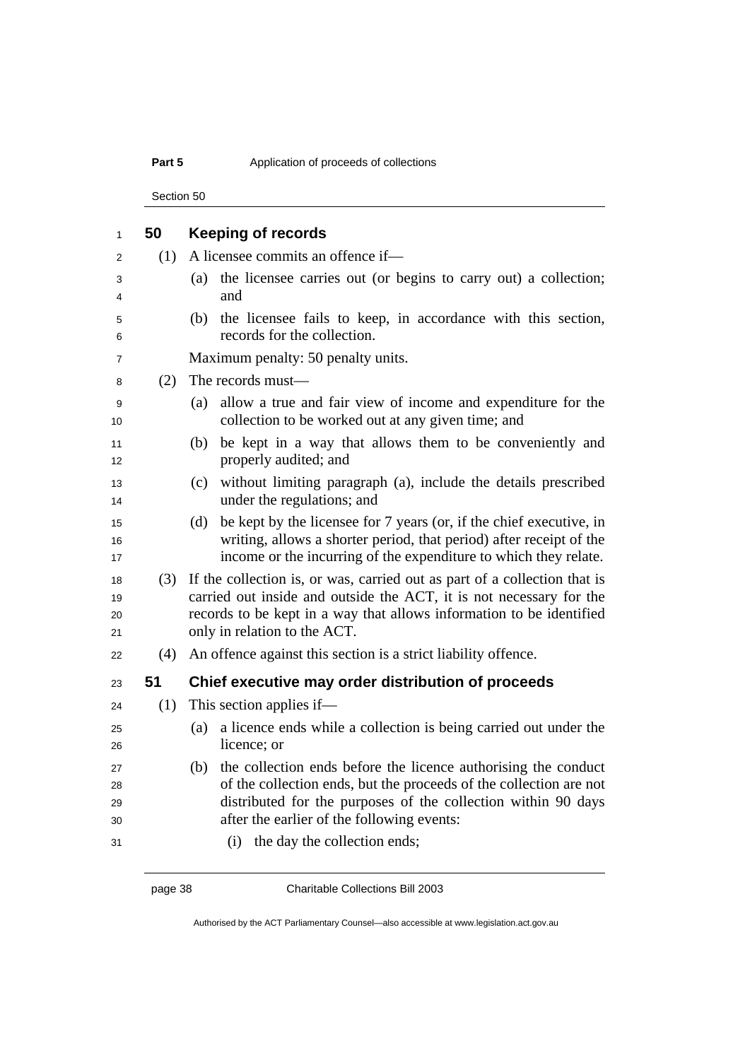## 50 Keeping of records

(1) A licensee commits an offence if—

(a) the licensee carries out (or begins to carry out) a collection; and

(b) the licensee fails to keep, in accordance with this section, records for the collection.

Maximum penalty: 50 penalty units.

(2) The records must—

(a) allow a true and fair view of income and expenditure for the collection to be worked out at any given time; and

(b) be kept in a way that allows them to be conveniently and properly audited; and

(c) without limiting paragraph (a), include the details prescribed under the regulations; and

(d) be kept by the licensee for 7 years (or, if the chief executive, in writing, allows a shorter period, that period) after receipt of the income or the incurring of the expenditure to which they relate.

(3) If the collection is, or was, carried out as part of a collection that is carried out inside and outside the ACT, it is not necessary for the records to be kept in a way that allows information to be identified only in relation to the ACT.

(4) An offence against this section is a strict liability offence.

## 51 Chief executive may order distribution of proceeds

(1) This section applies if—

(a) a licence ends while a collection is being carried out under the licence; or

(b) the collection ends before the licence authorising the conduct of the collection ends, but the proceeds of the collection are not distributed for the purposes of the collection within 90 days after the earlier of the following events:

(i) the day the collection ends;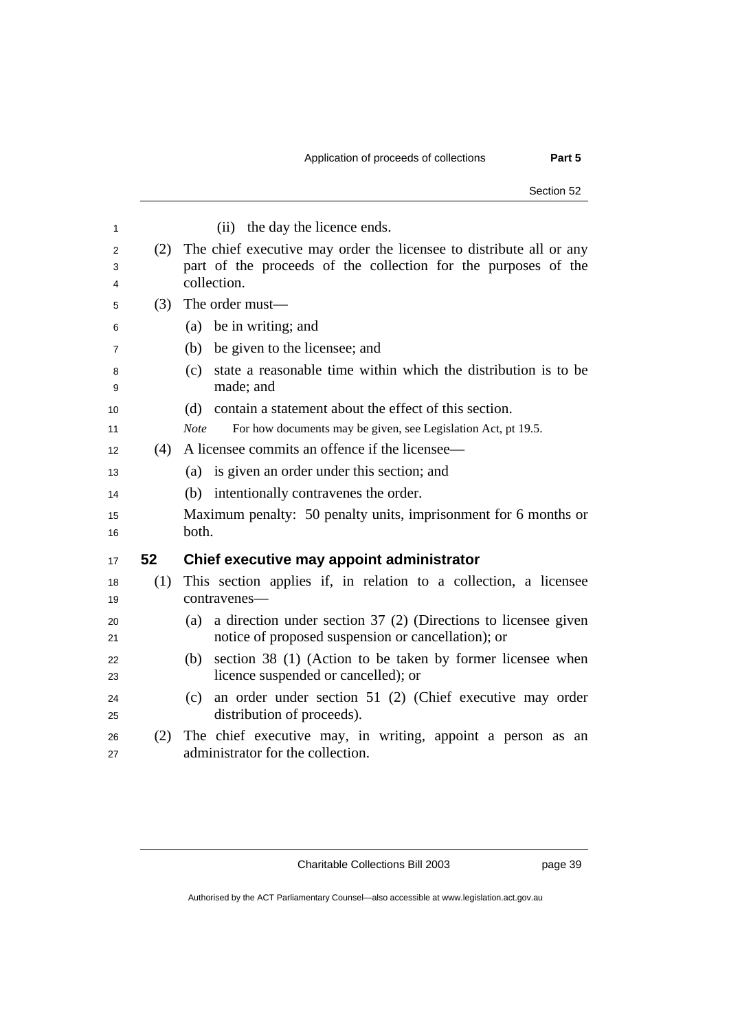(ii) the day the licence ends.

(2) The chief executive may order the licensee to distribute all or any part of the proceeds of the collection for the purposes of the collection.

(3) The order must—

(a) be in writing; and

(b) be given to the licensee; and

(c) state a reasonable time within which the distribution is to be made; and

(d) contain a statement about the effect of this section.

*Note* For how documents may be given, see Legislation Act, pt 19.5.

(4) A licensee commits an offence if the licensee—

(a) is given an order under this section; and

(b) intentionally contravenes the order.

Maximum penalty: 50 penalty units, imprisonment for 6 months or both.

## 52 Chief executive may appoint administrator

(1) This section applies if, in relation to a collection, a licensee contravenes—

(a) a direction under section 37 (2) (Directions to licensee given notice of proposed suspension or cancellation); or

(b) section 38 (1) (Action to be taken by former licensee when licence suspended or cancelled); or

(c) an order under section 51 (2) (Chief executive may order distribution of proceeds).

(2) The chief executive may, in writing, appoint a person as an administrator for the collection.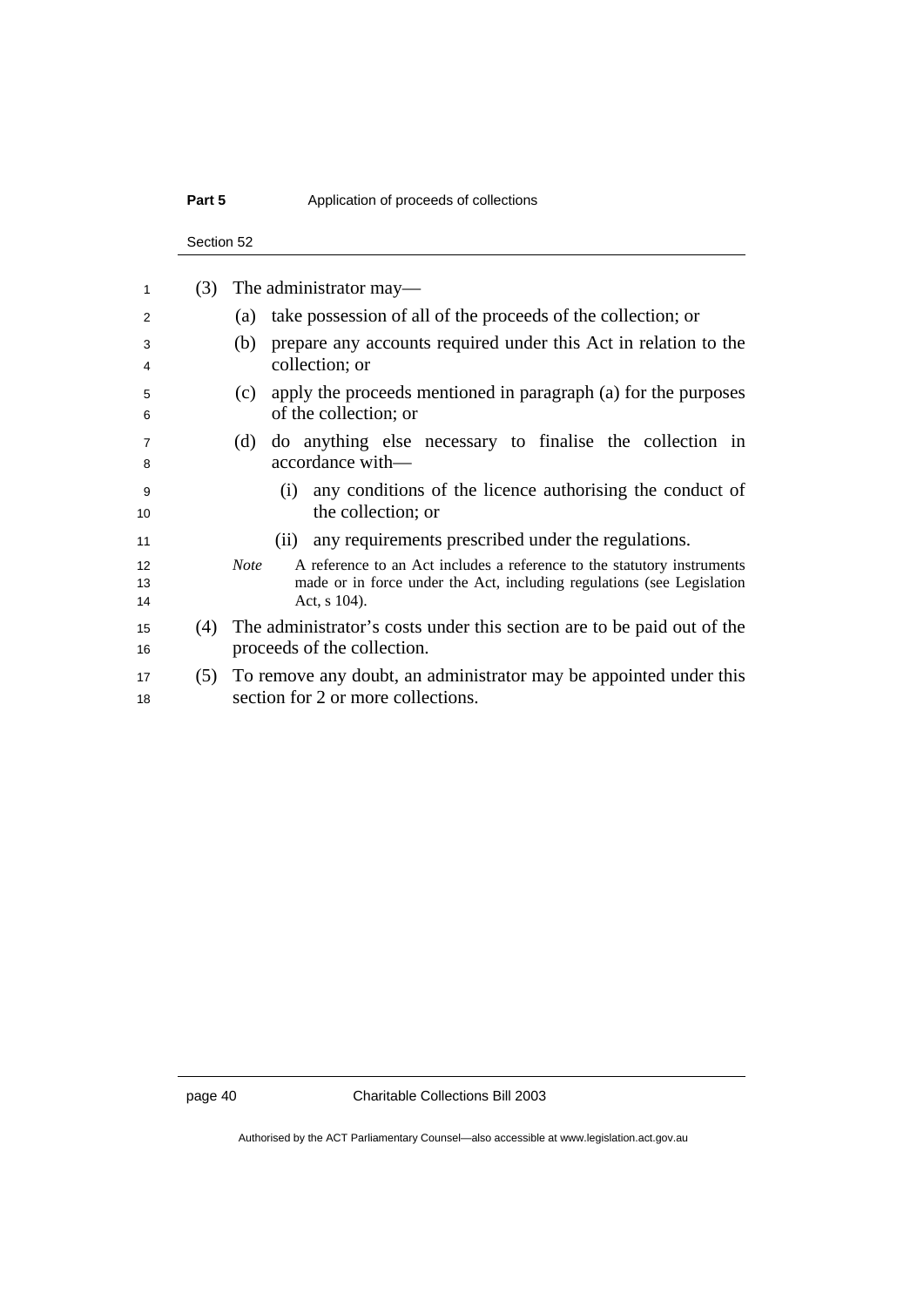(3) The administrator may—

(a) take possession of all of the proceeds of the collection; or

(b) prepare any accounts required under this Act in relation to the collection; or

(c) apply the proceeds mentioned in paragraph (a) for the purposes of the collection; or

(d) do anything else necessary to finalise the collection in accordance with—

(i) any conditions of the licence authorising the conduct of the collection; or

(ii) any requirements prescribed under the regulations.

*Note* A reference to an Act includes a reference to the statutory instruments made or in force under the Act, including regulations (see Legislation Act, s 104).

(4) The administrator's costs under this section are to be paid out of the proceeds of the collection.

(5) To remove any doubt, an administrator may be appointed under this section for 2 or more collections.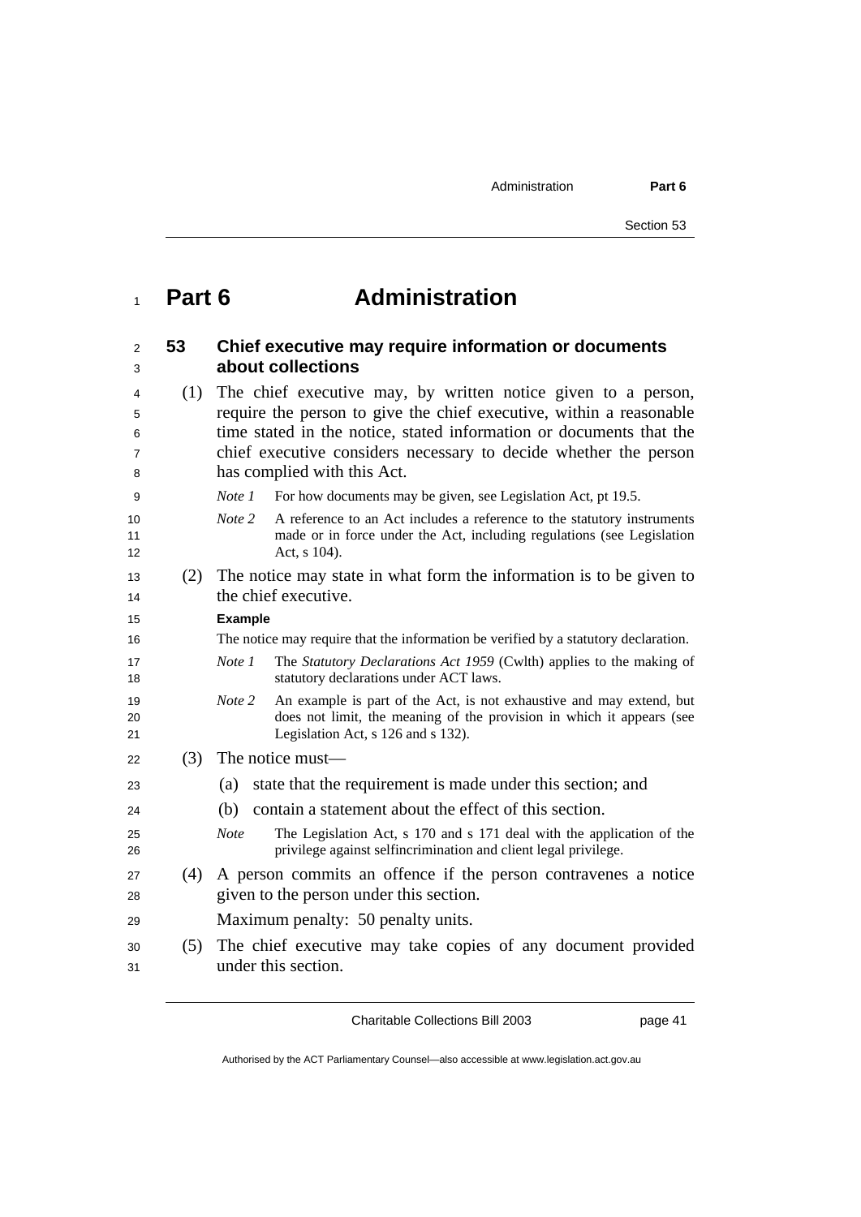# Part 6 Administration

## 53 Chief executive may require information or documents about collections

(1) The chief executive may, by written notice given to a person, require the person to give the chief executive, within a reasonable time stated in the notice, stated information or documents that the chief executive considers necessary to decide whether the person has complied with this Act.

*Note 1* For how documents may be given, see Legislation Act, pt 19.5.

*Note 2* A reference to an Act includes a reference to the statutory instruments made or in force under the Act, including regulations (see Legislation Act, s 104).

(2) The notice may state in what form the information is to be given to the chief executive.

**Example**

The notice may require that the information be verified by a statutory declaration.

*Note 1* The *Statutory Declarations Act 1959* (Cwlth) applies to the making of statutory declarations under ACT laws.

*Note 2* An example is part of the Act, is not exhaustive and may extend, but does not limit, the meaning of the provision in which it appears (see Legislation Act, s 126 and s 132).

(3) The notice must—

(a) state that the requirement is made under this section; and

(b) contain a statement about the effect of this section.

*Note* The Legislation Act, s 170 and s 171 deal with the application of the privilege against selfincrimination and client legal privilege.

(4) A person commits an offence if the person contravenes a notice given to the person under this section.

Maximum penalty: 50 penalty units.

(5) The chief executive may take copies of any document provided under this section.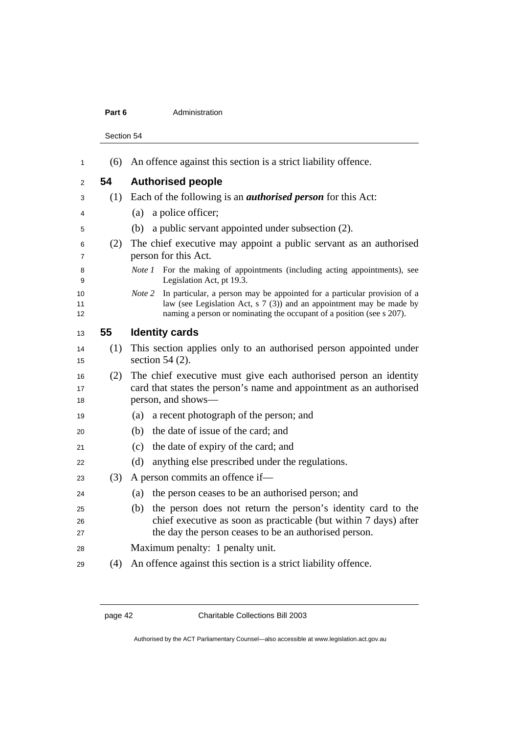(6) An offence against this section is a strict liability offence.

## 54 Authorised people

(1) Each of the following is an ***authorised person*** for this Act:

(a) a police officer;

(b) a public servant appointed under subsection (2).

(2) The chief executive may appoint a public servant as an authorised person for this Act.

*Note 1* For the making of appointments (including acting appointments), see Legislation Act, pt 19.3.

*Note 2* In particular, a person may be appointed for a particular provision of a law (see Legislation Act, s 7 (3)) and an appointment may be made by naming a person or nominating the occupant of a position (see s 207).

## 55 Identity cards

(1) This section applies only to an authorised person appointed under section 54 (2).

(2) The chief executive must give each authorised person an identity card that states the person's name and appointment as an authorised person, and shows—

(a) a recent photograph of the person; and

(b) the date of issue of the card; and

(c) the date of expiry of the card; and

(d) anything else prescribed under the regulations.

(3) A person commits an offence if—

(a) the person ceases to be an authorised person; and

(b) the person does not return the person's identity card to the chief executive as soon as practicable (but within 7 days) after the day the person ceases to be an authorised person.

Maximum penalty: 1 penalty unit.

(4) An offence against this section is a strict liability offence.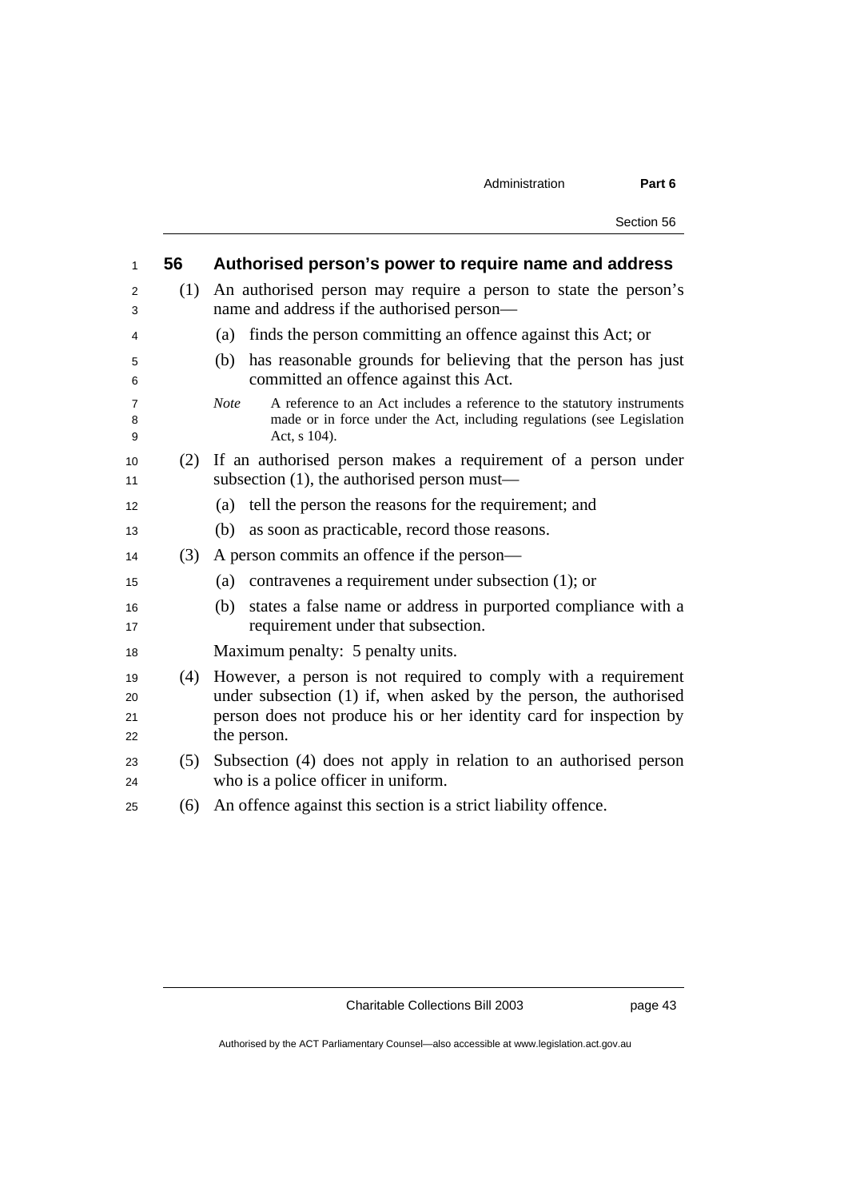## 56 Authorised person's power to require name and address

(1) An authorised person may require a person to state the person's name and address if the authorised person—

(a) finds the person committing an offence against this Act; or

(b) has reasonable grounds for believing that the person has just committed an offence against this Act.

*Note* A reference to an Act includes a reference to the statutory instruments made or in force under the Act, including regulations (see Legislation Act, s 104).

(2) If an authorised person makes a requirement of a person under subsection (1), the authorised person must—

(a) tell the person the reasons for the requirement; and

(b) as soon as practicable, record those reasons.

(3) A person commits an offence if the person—

(a) contravenes a requirement under subsection (1); or

(b) states a false name or address in purported compliance with a requirement under that subsection.

Maximum penalty: 5 penalty units.

(4) However, a person is not required to comply with a requirement under subsection (1) if, when asked by the person, the authorised person does not produce his or her identity card for inspection by the person.

(5) Subsection (4) does not apply in relation to an authorised person who is a police officer in uniform.

(6) An offence against this section is a strict liability offence.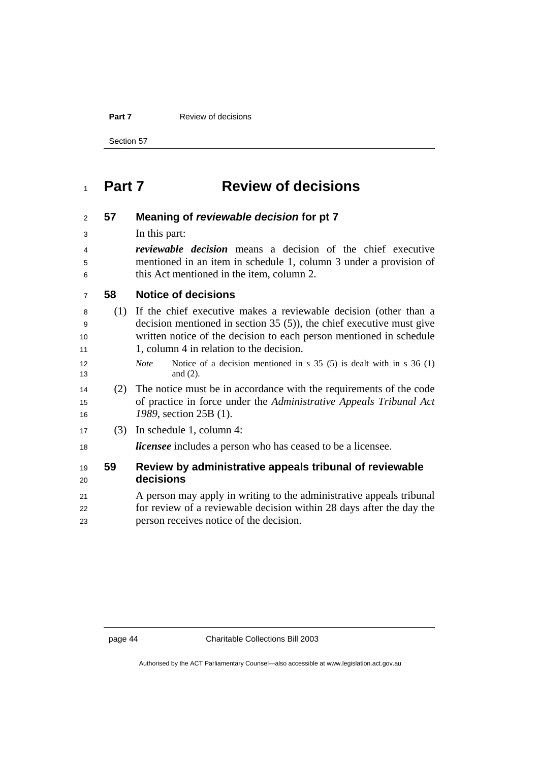# Part 7 Review of decisions

## 57 Meaning of *reviewable decision* for pt 7

In this part:

***reviewable decision*** means a decision of the chief executive mentioned in an item in schedule 1, column 3 under a provision of this Act mentioned in the item, column 2.

## 58 Notice of decisions

(1) If the chief executive makes a reviewable decision (other than a decision mentioned in section 35 (5)), the chief executive must give written notice of the decision to each person mentioned in schedule 1, column 4 in relation to the decision.

*Note* Notice of a decision mentioned in s 35 (5) is dealt with in s 36 (1) and (2).

(2) The notice must be in accordance with the requirements of the code of practice in force under the *Administrative Appeals Tribunal Act 1989*, section 25B (1).

(3) In schedule 1, column 4:

***licensee*** includes a person who has ceased to be a licensee.

## 59 Review by administrative appeals tribunal of reviewable decisions

A person may apply in writing to the administrative appeals tribunal for review of a reviewable decision within 28 days after the day the person receives notice of the decision.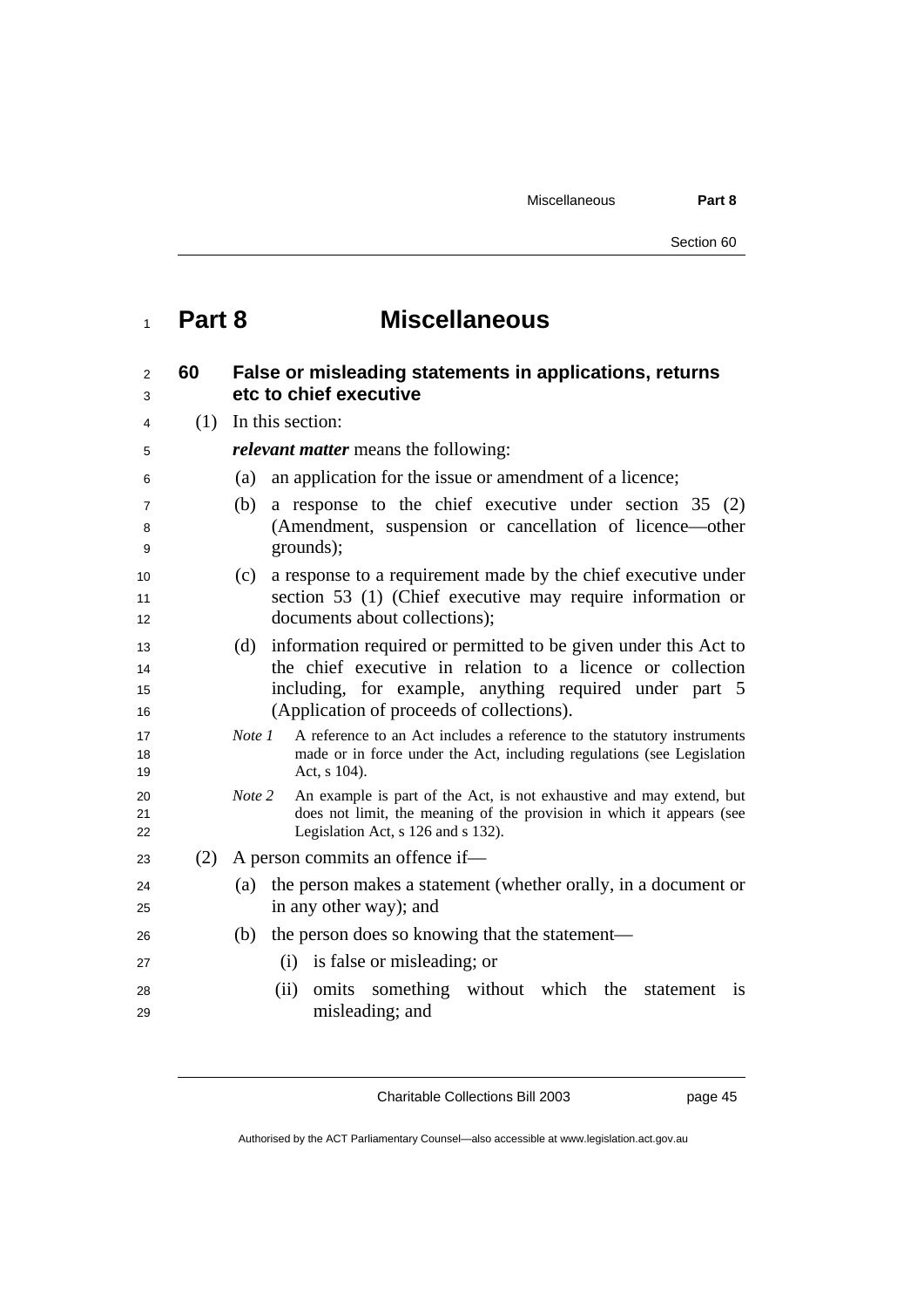# Part 8 Miscellaneous

## 60 False or misleading statements in applications, returns etc to chief executive

(1) In this section:

***relevant matter*** means the following:

(a) an application for the issue or amendment of a licence;

(b) a response to the chief executive under section 35 (2) (Amendment, suspension or cancellation of licence—other grounds);

(c) a response to a requirement made by the chief executive under section 53 (1) (Chief executive may require information or documents about collections);

(d) information required or permitted to be given under this Act to the chief executive in relation to a licence or collection including, for example, anything required under part 5 (Application of proceeds of collections).

*Note 1* A reference to an Act includes a reference to the statutory instruments made or in force under the Act, including regulations (see Legislation Act, s 104).

*Note 2* An example is part of the Act, is not exhaustive and may extend, but does not limit, the meaning of the provision in which it appears (see Legislation Act, s 126 and s 132).

(2) A person commits an offence if—

(a) the person makes a statement (whether orally, in a document or in any other way); and

(b) the person does so knowing that the statement—

(i) is false or misleading; or

(ii) omits something without which the statement is misleading; and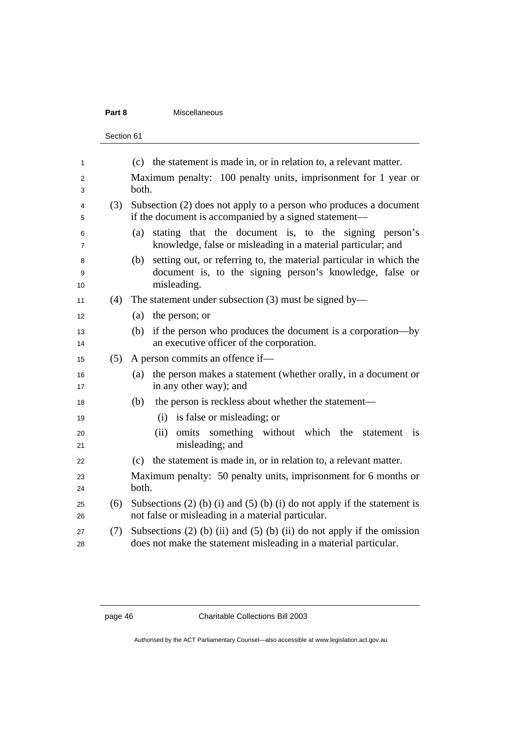(c) the statement is made in, or in relation to, a relevant matter.

Maximum penalty: 100 penalty units, imprisonment for 1 year or both.

(3) Subsection (2) does not apply to a person who produces a document if the document is accompanied by a signed statement—

(a) stating that the document is, to the signing person's knowledge, false or misleading in a material particular; and

(b) setting out, or referring to, the material particular in which the document is, to the signing person's knowledge, false or misleading.

(4) The statement under subsection (3) must be signed by—

(a) the person; or

(b) if the person who produces the document is a corporation—by an executive officer of the corporation.

(5) A person commits an offence if—

(a) the person makes a statement (whether orally, in a document or in any other way); and

(b) the person is reckless about whether the statement—

(i) is false or misleading; or

(ii) omits something without which the statement is misleading; and

(c) the statement is made in, or in relation to, a relevant matter.

Maximum penalty: 50 penalty units, imprisonment for 6 months or both.

(6) Subsections (2) (b) (i) and (5) (b) (i) do not apply if the statement is not false or misleading in a material particular.

(7) Subsections (2) (b) (ii) and (5) (b) (ii) do not apply if the omission does not make the statement misleading in a material particular.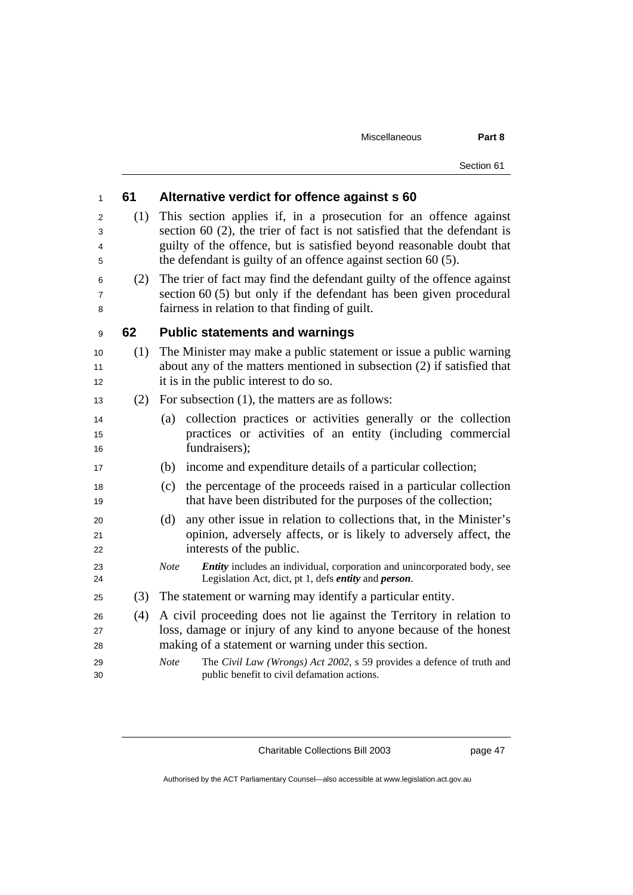## 61 Alternative verdict for offence against s 60

(1) This section applies if, in a prosecution for an offence against section 60 (2), the trier of fact is not satisfied that the defendant is guilty of the offence, but is satisfied beyond reasonable doubt that the defendant is guilty of an offence against section 60 (5).

(2) The trier of fact may find the defendant guilty of the offence against section 60 (5) but only if the defendant has been given procedural fairness in relation to that finding of guilt.

## 62 Public statements and warnings

(1) The Minister may make a public statement or issue a public warning about any of the matters mentioned in subsection (2) if satisfied that it is in the public interest to do so.

(2) For subsection (1), the matters are as follows:

(a) collection practices or activities generally or the collection practices or activities of an entity (including commercial fundraisers);

(b) income and expenditure details of a particular collection;

(c) the percentage of the proceeds raised in a particular collection that have been distributed for the purposes of the collection;

(d) any other issue in relation to collections that, in the Minister's opinion, adversely affects, or is likely to adversely affect, the interests of the public.

*Note* ***Entity*** includes an individual, corporation and unincorporated body, see Legislation Act, dict, pt 1, defs ***entity*** and ***person***.

(3) The statement or warning may identify a particular entity.

(4) A civil proceeding does not lie against the Territory in relation to loss, damage or injury of any kind to anyone because of the honest making of a statement or warning under this section.

*Note* The *Civil Law (Wrongs) Act 2002*, s 59 provides a defence of truth and public benefit to civil defamation actions.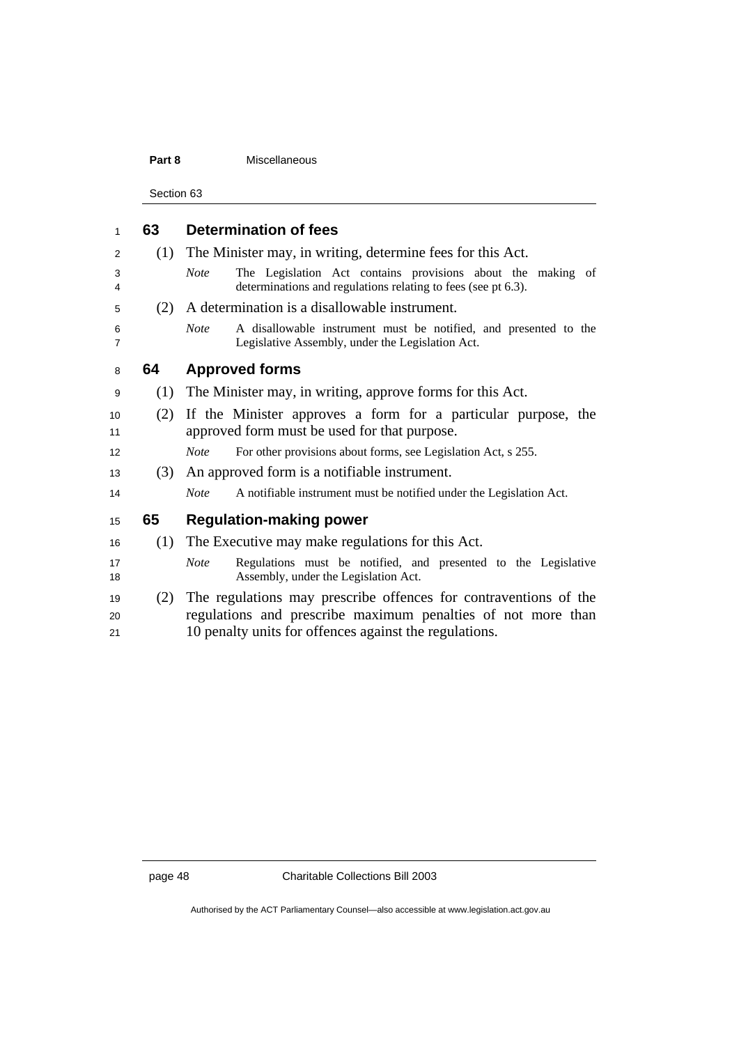### 63 Determination of fees

(1) The Minister may, in writing, determine fees for this Act.

*Note* The Legislation Act contains provisions about the making of determinations and regulations relating to fees (see pt 6.3).

(2) A determination is a disallowable instrument.

*Note* A disallowable instrument must be notified, and presented to the Legislative Assembly, under the Legislation Act.

### 64 Approved forms

(1) The Minister may, in writing, approve forms for this Act.

(2) If the Minister approves a form for a particular purpose, the approved form must be used for that purpose.

*Note* For other provisions about forms, see Legislation Act, s 255.

(3) An approved form is a notifiable instrument.

*Note* A notifiable instrument must be notified under the Legislation Act.

### 65 Regulation-making power

(1) The Executive may make regulations for this Act.

*Note* Regulations must be notified, and presented to the Legislative Assembly, under the Legislation Act.

(2) The regulations may prescribe offences for contraventions of the regulations and prescribe maximum penalties of not more than 10 penalty units for offences against the regulations.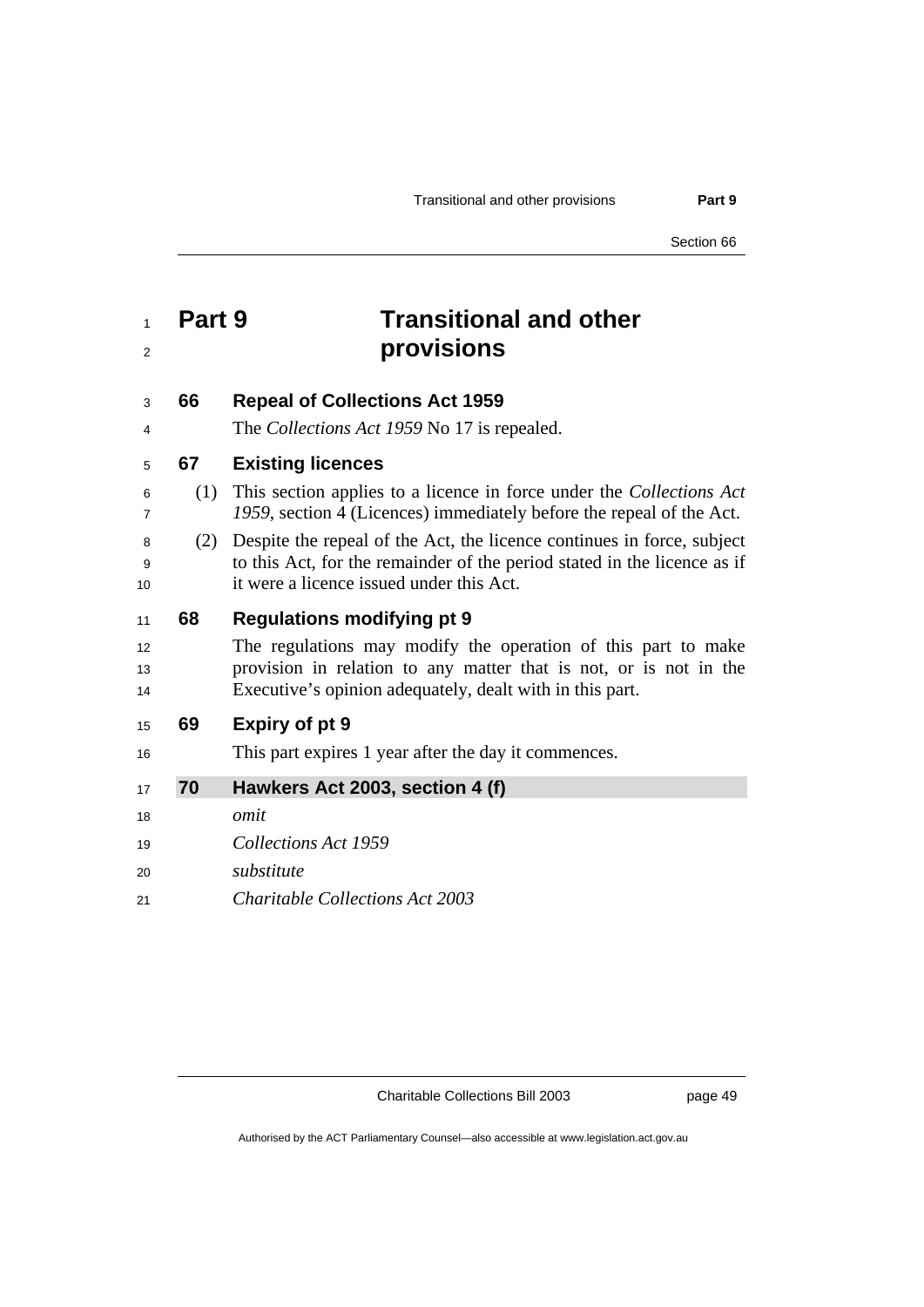# Part 9 Transitional and other provisions

### 66 Repeal of Collections Act 1959

The *Collections Act 1959* No 17 is repealed.

### 67 Existing licences

(1) This section applies to a licence in force under the *Collections Act 1959*, section 4 (Licences) immediately before the repeal of the Act.

(2) Despite the repeal of the Act, the licence continues in force, subject to this Act, for the remainder of the period stated in the licence as if it were a licence issued under this Act.

### 68 Regulations modifying pt 9

The regulations may modify the operation of this part to make provision in relation to any matter that is not, or is not in the Executive's opinion adequately, dealt with in this part.

### 69 Expiry of pt 9

This part expires 1 year after the day it commences.

### 70 Hawkers Act 2003, section 4 (f)

*omit*

*Collections Act 1959*

*substitute*

*Charitable Collections Act 2003*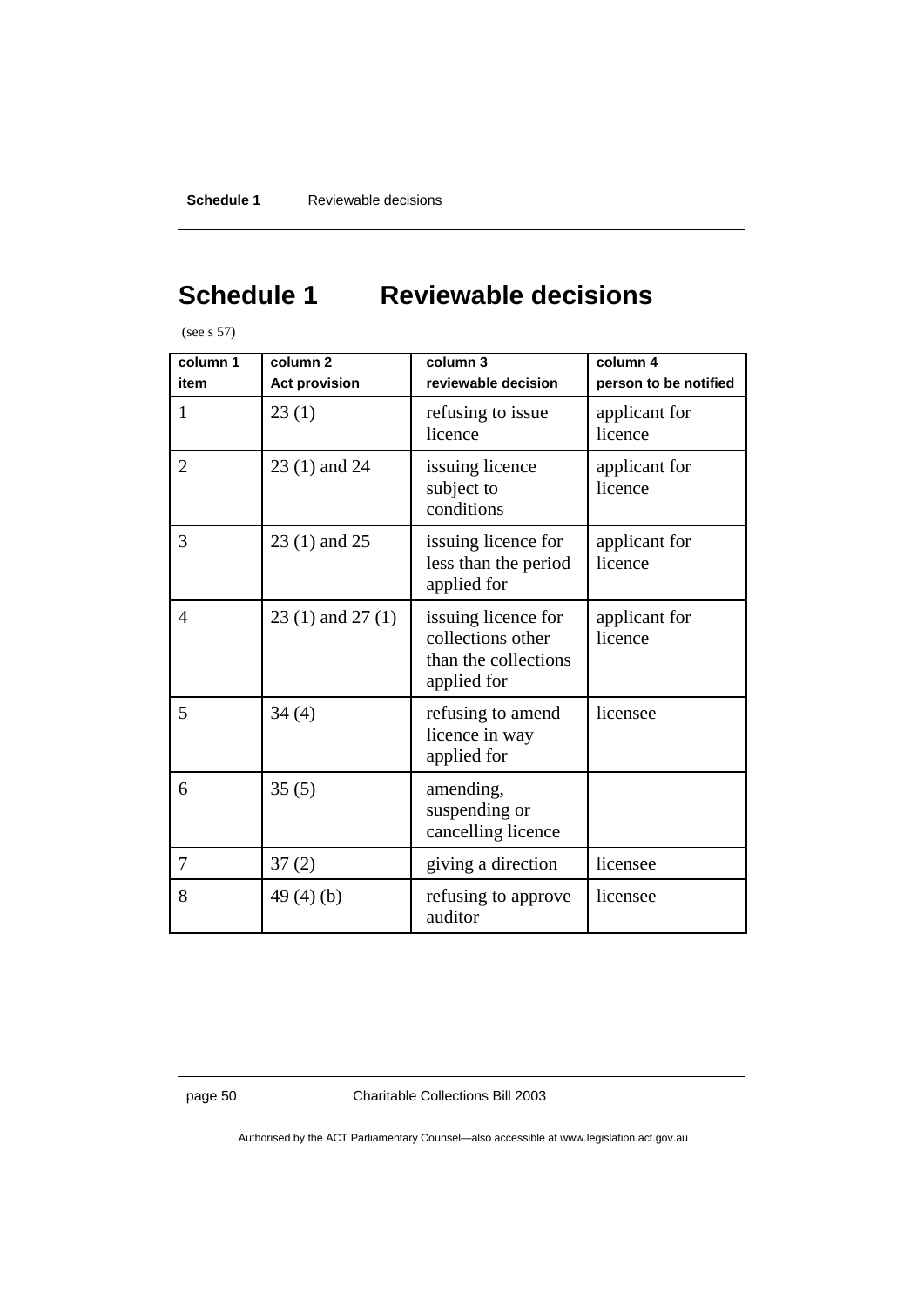# Schedule 1 Reviewable decisions

(see s 57)

| column 1<br>item | column 2<br>Act provision | column 3<br>reviewable decision | column 4<br>person to be notified |
|---|---|---|---|
| 1 | 23 (1) | refusing to issue licence | applicant for licence |
| 2 | 23 (1) and 24 | issuing licence subject to conditions | applicant for licence |
| 3 | 23 (1) and 25 | issuing licence for less than the period applied for | applicant for licence |
| 4 | 23 (1) and 27 (1) | issuing licence for collections other than the collections applied for | applicant for licence |
| 5 | 34 (4) | refusing to amend licence in way applied for | licensee |
| 6 | 35 (5) | amending, suspending or cancelling licence | |
| 7 | 37 (2) | giving a direction | licensee |
| 8 | 49 (4) (b) | refusing to approve auditor | licensee |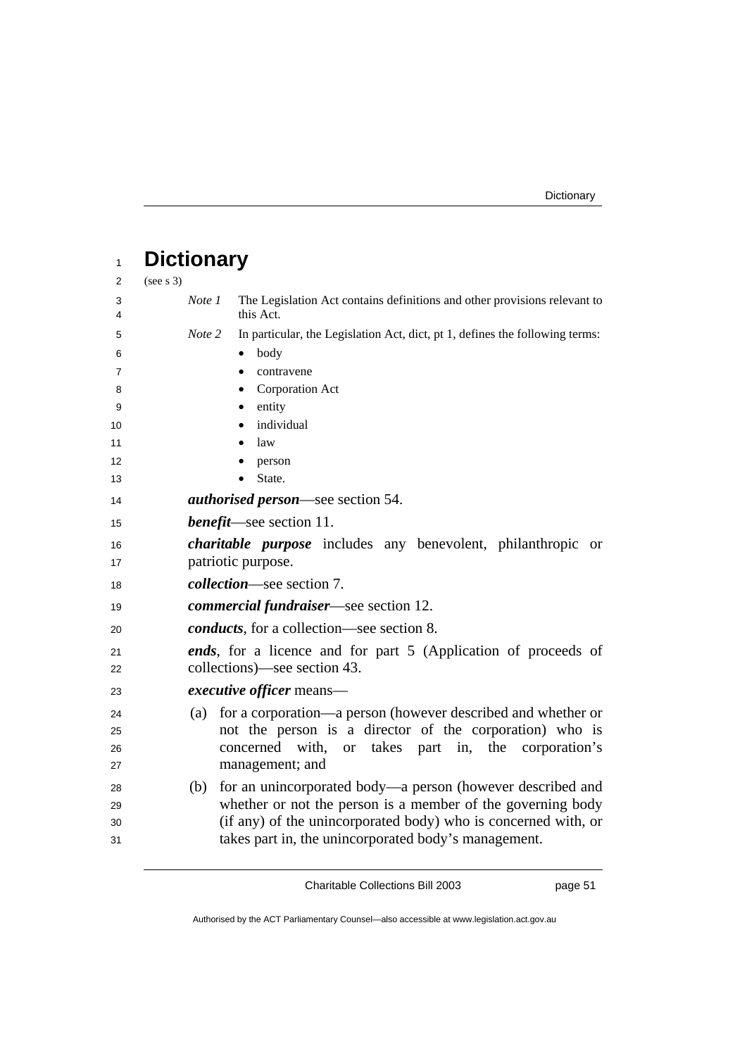# Dictionary

(see s 3)

*Note 1* The Legislation Act contains definitions and other provisions relevant to this Act.

*Note 2* In particular, the Legislation Act, dict, pt 1, defines the following terms:

- body
- contravene
- Corporation Act
- entity
- individual
- law
- person
- State.

***authorised person***—see section 54.

***benefit***—see section 11.

***charitable purpose*** includes any benevolent, philanthropic or patriotic purpose.

***collection***—see section 7.

***commercial fundraiser***—see section 12.

***conducts***, for a collection—see section 8.

***ends***, for a licence and for part 5 (Application of proceeds of collections)—see section 43.

***executive officer*** means—

(a) for a corporation—a person (however described and whether or not the person is a director of the corporation) who is concerned with, or takes part in, the corporation's management; and

(b) for an unincorporated body—a person (however described and whether or not the person is a member of the governing body (if any) of the unincorporated body) who is concerned with, or takes part in, the unincorporated body's management.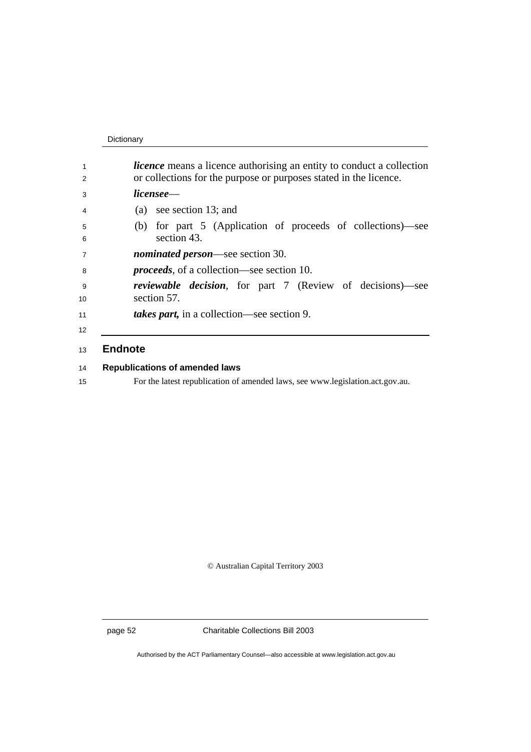***licence*** means a licence authorising an entity to conduct a collection or collections for the purpose or purposes stated in the licence.

***licensee***—

(a) see section 13; and

(b) for part 5 (Application of proceeds of collections)—see section 43.

***nominated person***—see section 30.

***proceeds***, of a collection—see section 10.

***reviewable decision***, for part 7 (Review of decisions)—see section 57.

***takes part,*** in a collection—see section 9.

## Endnote

### Republications of amended laws

For the latest republication of amended laws, see www.legislation.act.gov.au.

© Australian Capital Territory 2003